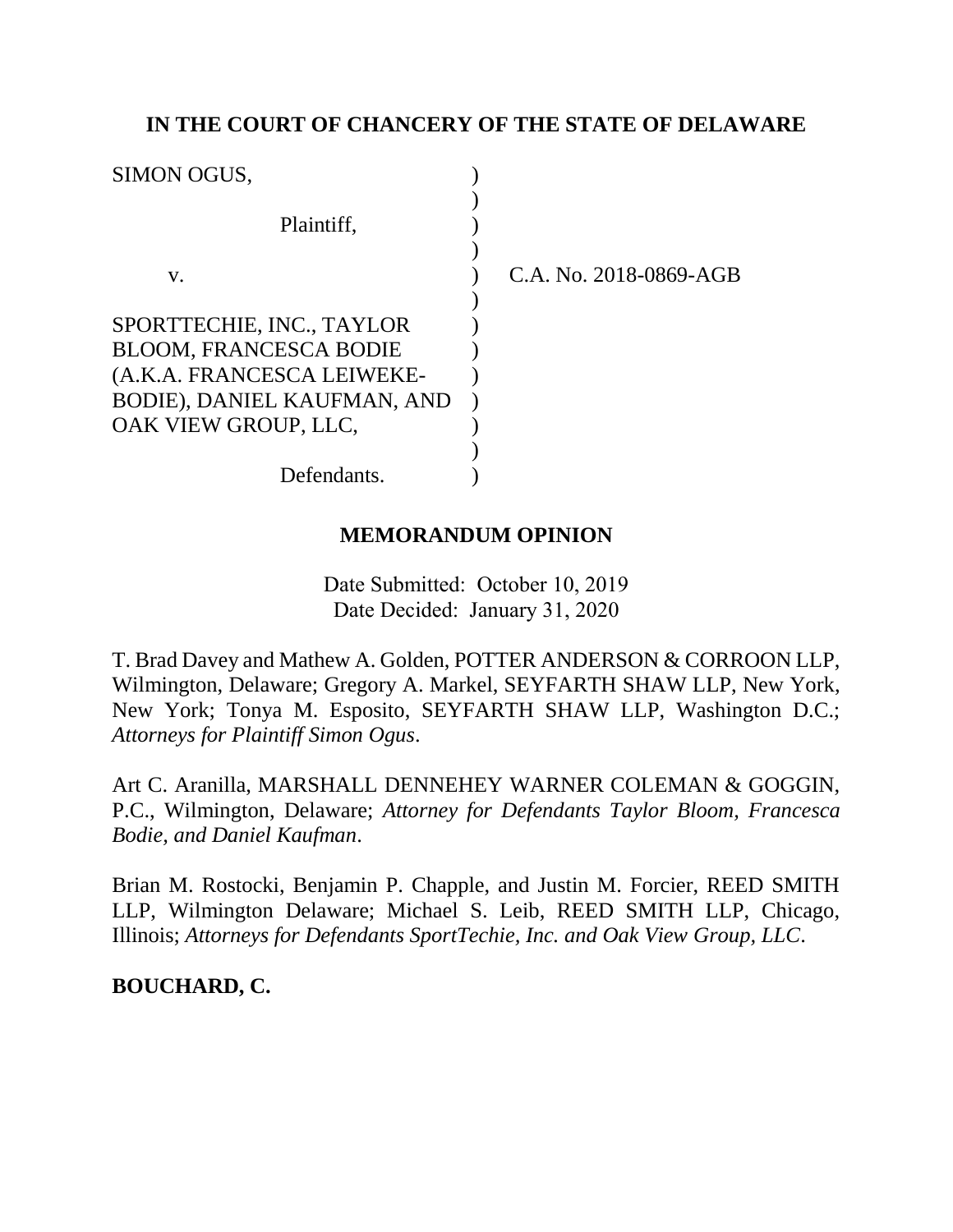**IN THE COURT OF CHANCERY OF THE STATE OF DELAWARE**

| | | |
|---|---|---|
| SIMON OGUS, | ) | |
| | ) | |
| Plaintiff, | ) | |
| | ) | |
| v. | ) | C.A. No. 2018-0869-AGB |
| | ) | |
| SPORTTECHIE, INC., TAYLOR BLOOM, FRANCESCA BODIE (A.K.A. FRANCESCA LEIWEKE-BODIE), DANIEL KAUFMAN, AND OAK VIEW GROUP, LLC, | ) | |
| | ) | |
| Defendants. | ) | |

**MEMORANDUM OPINION**

Date Submitted: October 10, 2019
Date Decided: January 31, 2020

T. Brad Davey and Mathew A. Golden, POTTER ANDERSON & CORROON LLP, Wilmington, Delaware; Gregory A. Markel, SEYFARTH SHAW LLP, New York, New York; Tonya M. Esposito, SEYFARTH SHAW LLP, Washington D.C.; *Attorneys for Plaintiff Simon Ogus*.

Art C. Aranilla, MARSHALL DENNEHEY WARNER COLEMAN & GOGGIN, P.C., Wilmington, Delaware; *Attorney for Defendants Taylor Bloom, Francesca Bodie, and Daniel Kaufman*.

Brian M. Rostocki, Benjamin P. Chapple, and Justin M. Forcier, REED SMITH LLP, Wilmington Delaware; Michael S. Leib, REED SMITH LLP, Chicago, Illinois; *Attorneys for Defendants SportTechie, Inc. and Oak View Group, LLC*.

**BOUCHARD, C.**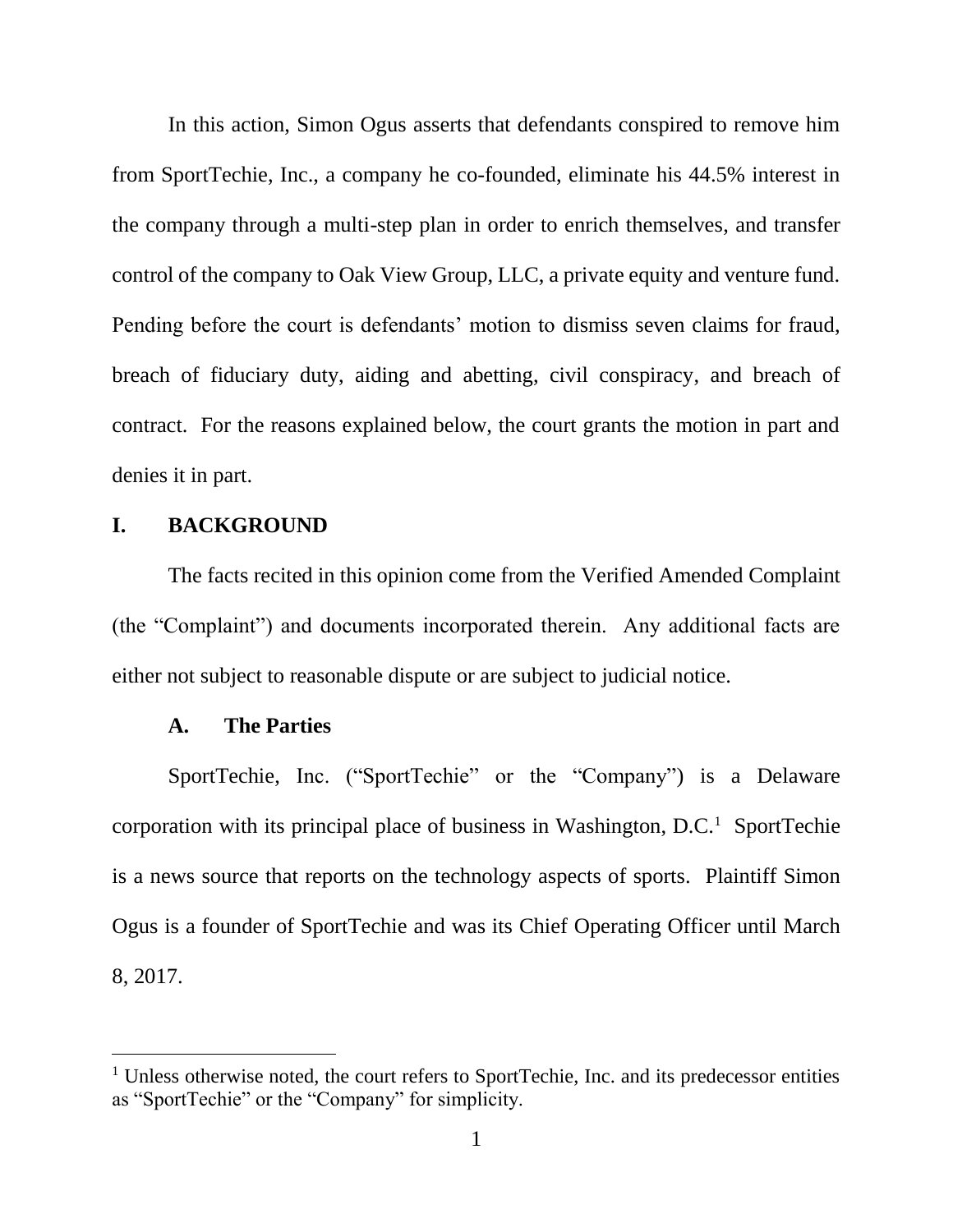In this action, Simon Ogus asserts that defendants conspired to remove him from SportTechie, Inc., a company he co-founded, eliminate his 44.5% interest in the company through a multi-step plan in order to enrich themselves, and transfer control of the company to Oak View Group, LLC, a private equity and venture fund. Pending before the court is defendants' motion to dismiss seven claims for fraud, breach of fiduciary duty, aiding and abetting, civil conspiracy, and breach of contract. For the reasons explained below, the court grants the motion in part and denies it in part.

## I. BACKGROUND

The facts recited in this opinion come from the Verified Amended Complaint (the "Complaint") and documents incorporated therein. Any additional facts are either not subject to reasonable dispute or are subject to judicial notice.

### A. The Parties

SportTechie, Inc. ("SportTechie" or the "Company") is a Delaware corporation with its principal place of business in Washington, D.C.[1] SportTechie is a news source that reports on the technology aspects of sports. Plaintiff Simon Ogus is a founder of SportTechie and was its Chief Operating Officer until March 8, 2017.

[1] Unless otherwise noted, the court refers to SportTechie, Inc. and its predecessor entities as "SportTechie" or the "Company" for simplicity.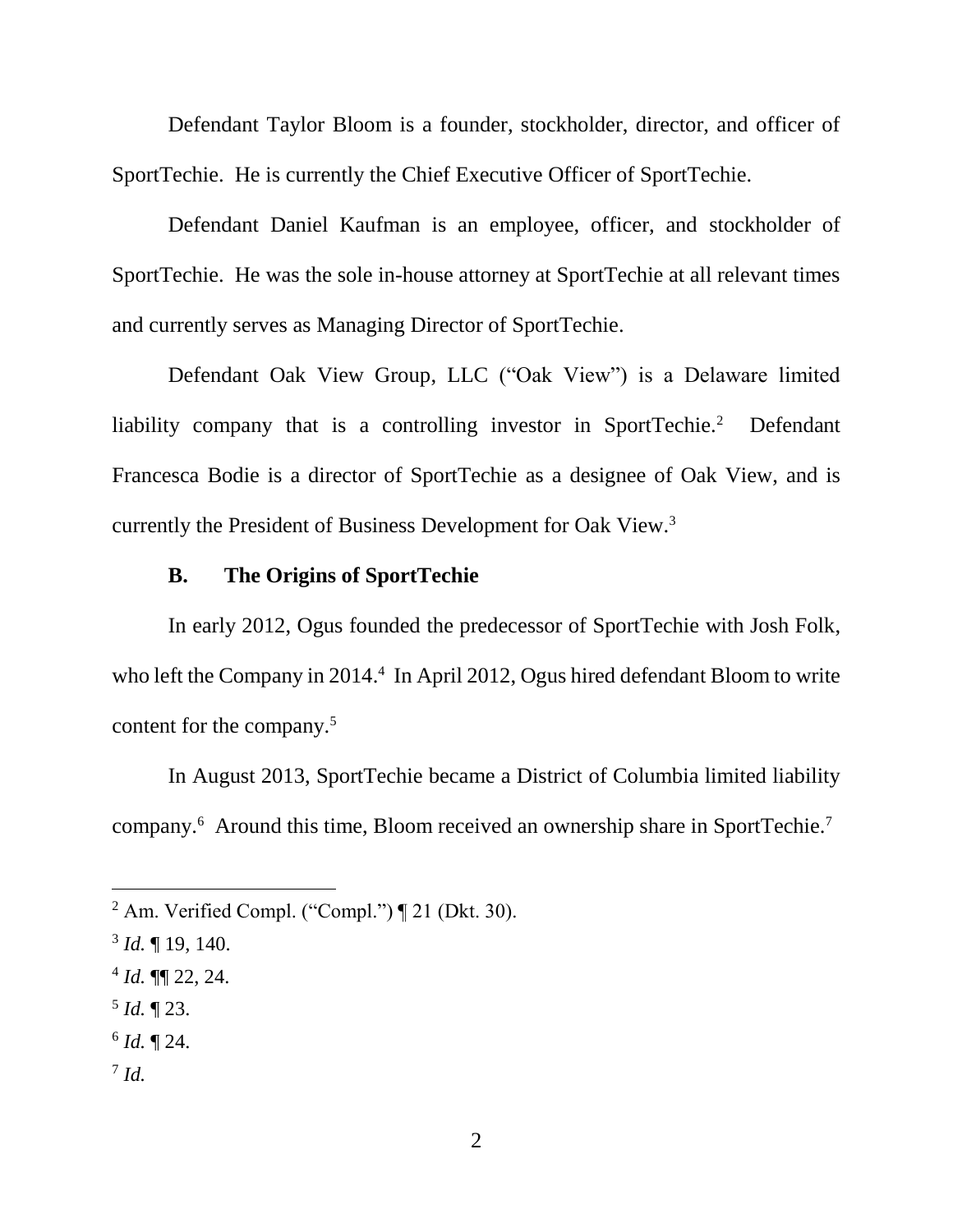Defendant Taylor Bloom is a founder, stockholder, director, and officer of SportTechie. He is currently the Chief Executive Officer of SportTechie.

Defendant Daniel Kaufman is an employee, officer, and stockholder of SportTechie. He was the sole in-house attorney at SportTechie at all relevant times and currently serves as Managing Director of SportTechie.

Defendant Oak View Group, LLC ("Oak View") is a Delaware limited liability company that is a controlling investor in SportTechie.[2] Defendant Francesca Bodie is a director of SportTechie as a designee of Oak View, and is currently the President of Business Development for Oak View.[3]

### B. The Origins of SportTechie

In early 2012, Ogus founded the predecessor of SportTechie with Josh Folk, who left the Company in 2014.[4] In April 2012, Ogus hired defendant Bloom to write content for the company.[5]

In August 2013, SportTechie became a District of Columbia limited liability company.[6] Around this time, Bloom received an ownership share in SportTechie.[7]

---

[2] Am. Verified Compl. ("Compl.") ¶ 21 (Dkt. 30).

[3] *Id.* ¶ 19, 140.

[4] *Id.* ¶¶ 22, 24.

[5] *Id.* ¶ 23.

[6] *Id.* ¶ 24.

[7] *Id.*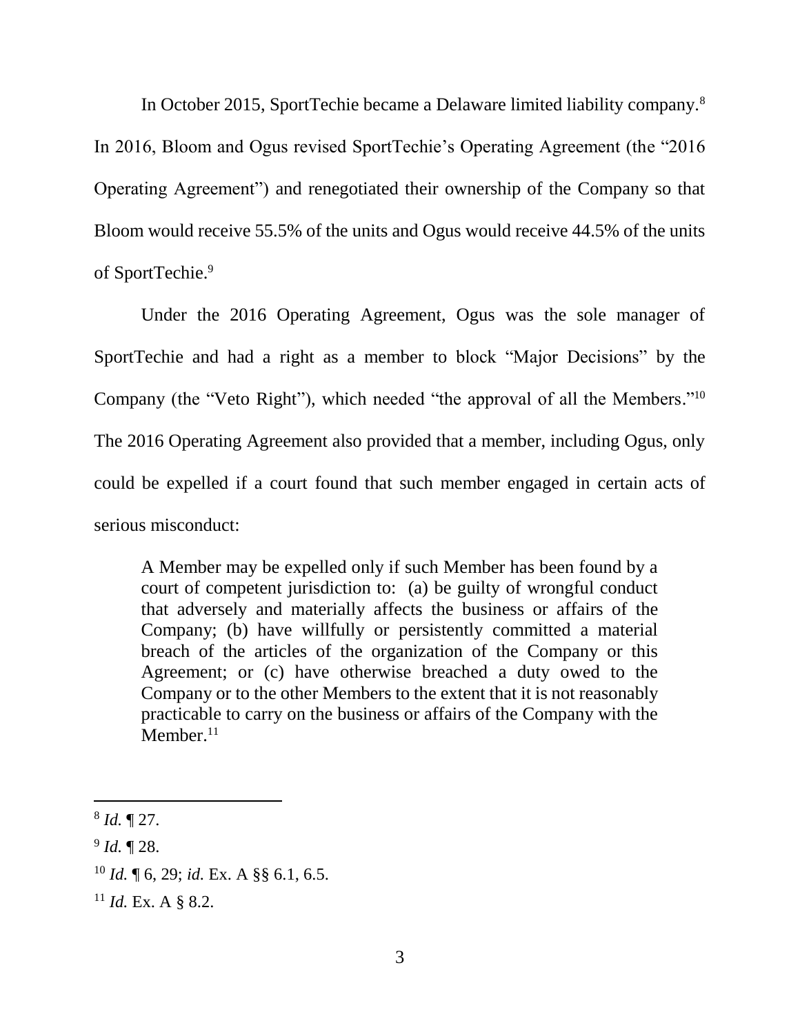In October 2015, SportTechie became a Delaware limited liability company.[8] In 2016, Bloom and Ogus revised SportTechie's Operating Agreement (the "2016 Operating Agreement") and renegotiated their ownership of the Company so that Bloom would receive 55.5% of the units and Ogus would receive 44.5% of the units of SportTechie.[9]

Under the 2016 Operating Agreement, Ogus was the sole manager of SportTechie and had a right as a member to block "Major Decisions" by the Company (the "Veto Right"), which needed "the approval of all the Members."[10] The 2016 Operating Agreement also provided that a member, including Ogus, only could be expelled if a court found that such member engaged in certain acts of serious misconduct:

> A Member may be expelled only if such Member has been found by a court of competent jurisdiction to: (a) be guilty of wrongful conduct that adversely and materially affects the business or affairs of the Company; (b) have willfully or persistently committed a material breach of the articles of the organization of the Company or this Agreement; or (c) have otherwise breached a duty owed to the Company or to the other Members to the extent that it is not reasonably practicable to carry on the business or affairs of the Company with the Member.[11]

---

[8] *Id.* ¶ 27.

[9] *Id.* ¶ 28.

[10] *Id.* ¶ 6, 29; *id.* Ex. A §§ 6.1, 6.5.

[11] *Id.* Ex. A § 8.2.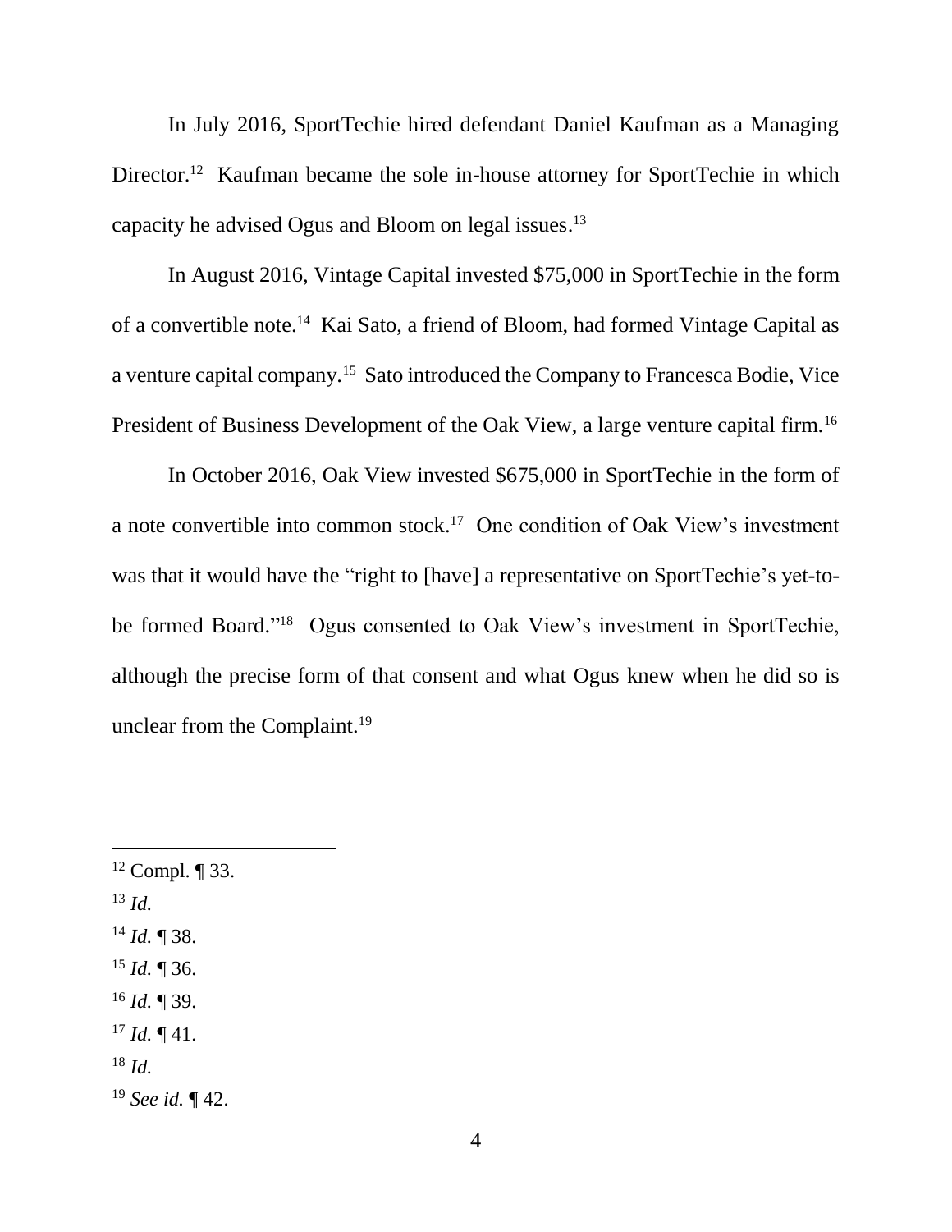In July 2016, SportTechie hired defendant Daniel Kaufman as a Managing Director.[12] Kaufman became the sole in-house attorney for SportTechie in which capacity he advised Ogus and Bloom on legal issues.[13]

In August 2016, Vintage Capital invested $75,000 in SportTechie in the form of a convertible note.[14] Kai Sato, a friend of Bloom, had formed Vintage Capital as a venture capital company.[15] Sato introduced the Company to Francesca Bodie, Vice President of Business Development of the Oak View, a large venture capital firm.[16]

In October 2016, Oak View invested $675,000 in SportTechie in the form of a note convertible into common stock.[17] One condition of Oak View's investment was that it would have the "right to [have] a representative on SportTechie's yet-to-be formed Board."[18] Ogus consented to Oak View's investment in SportTechie, although the precise form of that consent and what Ogus knew when he did so is unclear from the Complaint.[19]

---

[12] Compl. ¶ 33.

[13] *Id.*

[14] *Id.* ¶ 38.

[15] *Id.* ¶ 36.

[16] *Id.* ¶ 39.

[17] *Id.* ¶ 41.

[18] *Id.*

[19] *See id.* ¶ 42.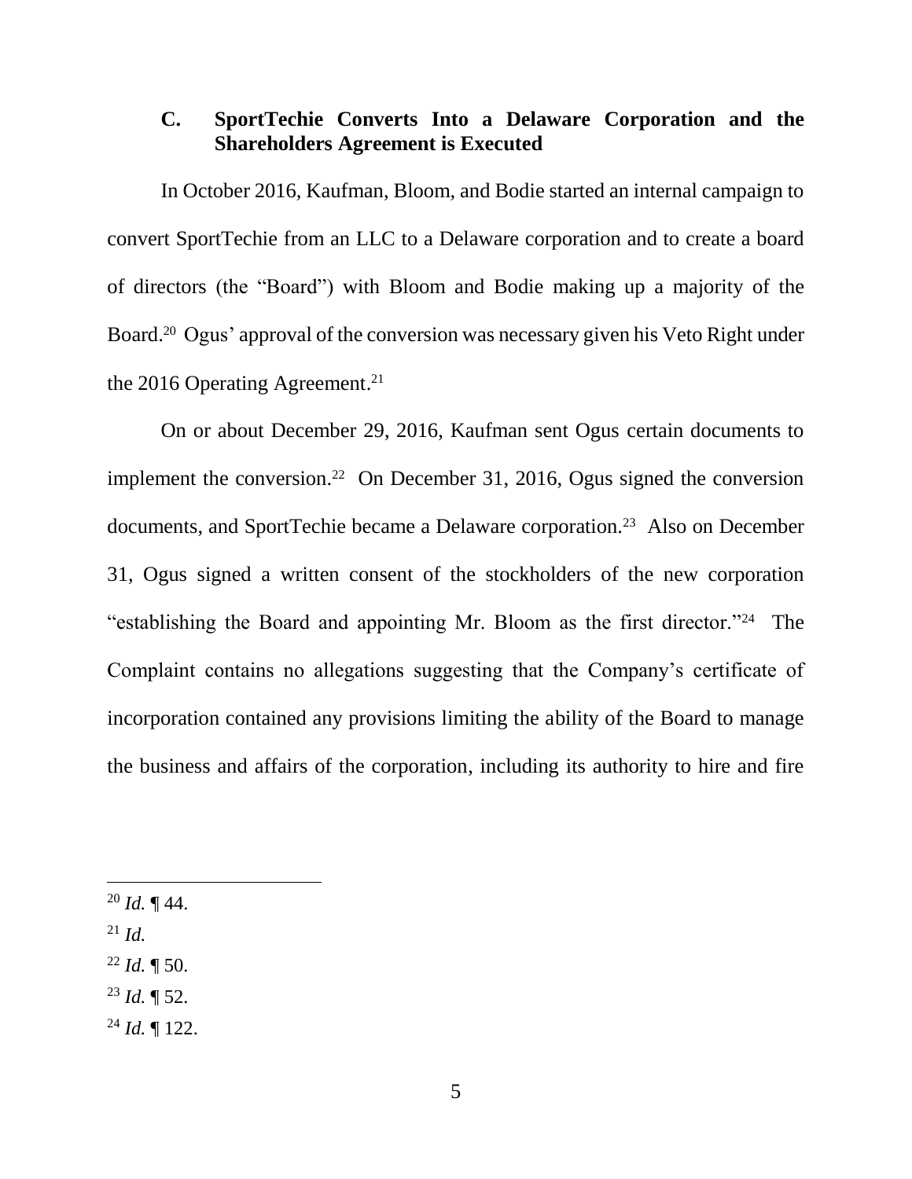### C. SportTechie Converts Into a Delaware Corporation and the Shareholders Agreement is Executed

In October 2016, Kaufman, Bloom, and Bodie started an internal campaign to convert SportTechie from an LLC to a Delaware corporation and to create a board of directors (the "Board") with Bloom and Bodie making up a majority of the Board.[20] Ogus' approval of the conversion was necessary given his Veto Right under the 2016 Operating Agreement.[21]

On or about December 29, 2016, Kaufman sent Ogus certain documents to implement the conversion.[22] On December 31, 2016, Ogus signed the conversion documents, and SportTechie became a Delaware corporation.[23] Also on December 31, Ogus signed a written consent of the stockholders of the new corporation "establishing the Board and appointing Mr. Bloom as the first director."[24] The Complaint contains no allegations suggesting that the Company's certificate of incorporation contained any provisions limiting the ability of the Board to manage the business and affairs of the corporation, including its authority to hire and fire

---

[20] *Id.* ¶ 44.

[21] *Id.*

[22] *Id.* ¶ 50.

[23] *Id.* ¶ 52.

[24] *Id.* ¶ 122.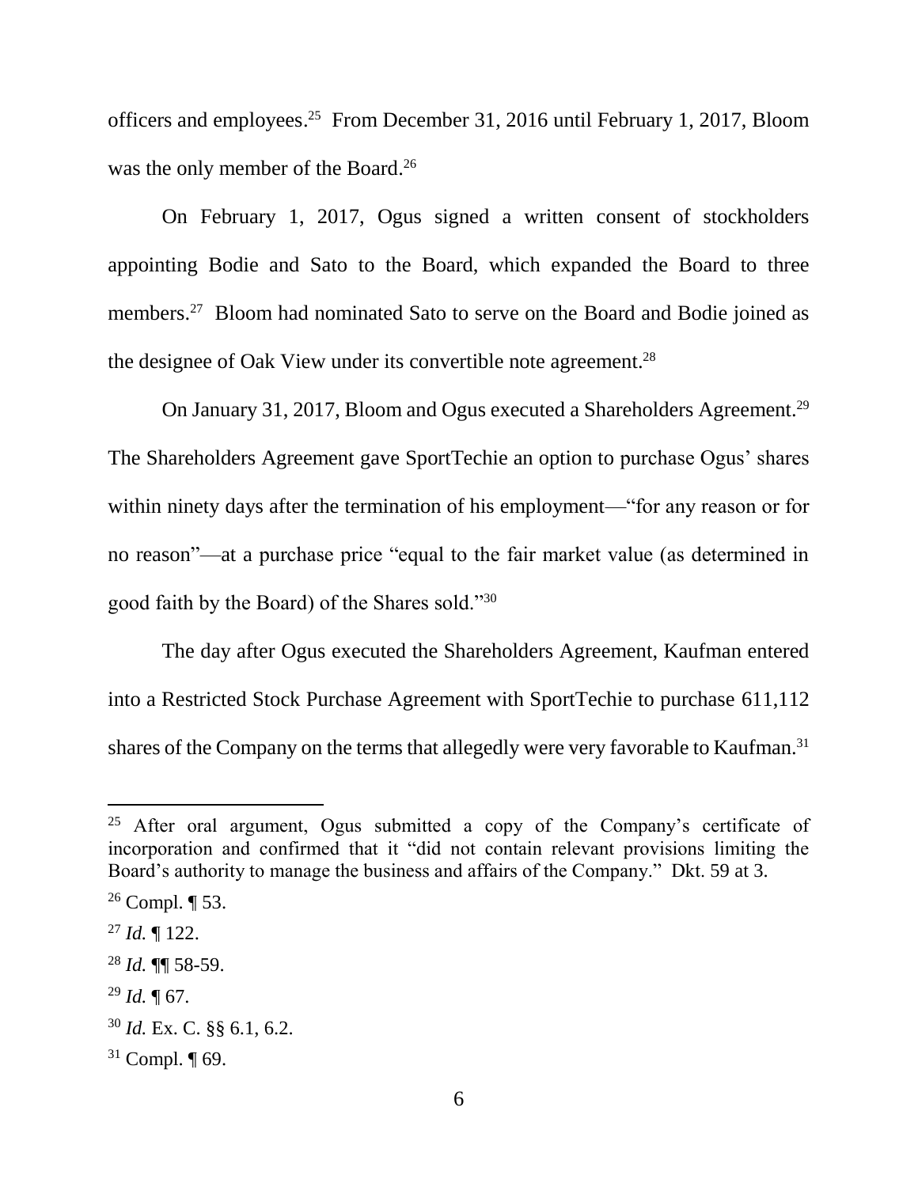officers and employees.[25] From December 31, 2016 until February 1, 2017, Bloom was the only member of the Board.[26]

On February 1, 2017, Ogus signed a written consent of stockholders appointing Bodie and Sato to the Board, which expanded the Board to three members.[27] Bloom had nominated Sato to serve on the Board and Bodie joined as the designee of Oak View under its convertible note agreement.[28]

On January 31, 2017, Bloom and Ogus executed a Shareholders Agreement.[29] The Shareholders Agreement gave SportTechie an option to purchase Ogus' shares within ninety days after the termination of his employment—"for any reason or for no reason"—at a purchase price "equal to the fair market value (as determined in good faith by the Board) of the Shares sold."[30]

The day after Ogus executed the Shareholders Agreement, Kaufman entered into a Restricted Stock Purchase Agreement with SportTechie to purchase 611,112 shares of the Company on the terms that allegedly were very favorable to Kaufman.[31]

---

[25] After oral argument, Ogus submitted a copy of the Company's certificate of incorporation and confirmed that it "did not contain relevant provisions limiting the Board's authority to manage the business and affairs of the Company." Dkt. 59 at 3.

[26] Compl. ¶ 53.

[27] *Id.* ¶ 122.

[28] *Id.* ¶¶ 58-59.

[29] *Id.* ¶ 67.

[30] *Id.* Ex. C. §§ 6.1, 6.2.

[31] Compl. ¶ 69.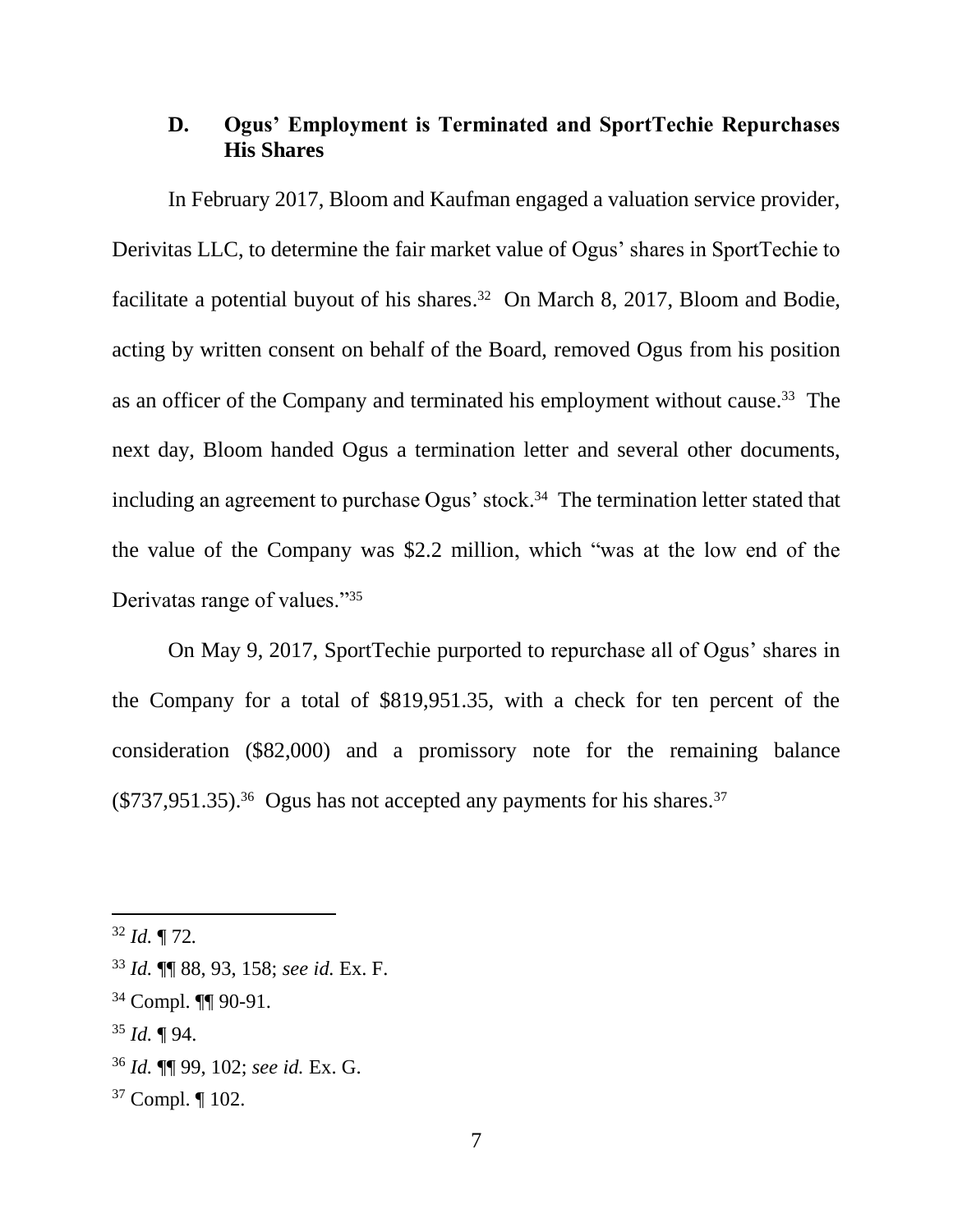### D. Ogus' Employment is Terminated and SportTechie Repurchases His Shares

In February 2017, Bloom and Kaufman engaged a valuation service provider, Derivitas LLC, to determine the fair market value of Ogus' shares in SportTechie to facilitate a potential buyout of his shares.[32] On March 8, 2017, Bloom and Bodie, acting by written consent on behalf of the Board, removed Ogus from his position as an officer of the Company and terminated his employment without cause.[33] The next day, Bloom handed Ogus a termination letter and several other documents, including an agreement to purchase Ogus' stock.[34] The termination letter stated that the value of the Company was $2.2 million, which "was at the low end of the Derivatas range of values."[35]

On May 9, 2017, SportTechie purported to repurchase all of Ogus' shares in the Company for a total of $819,951.35, with a check for ten percent of the consideration ($82,000) and a promissory note for the remaining balance ($737,951.35).[36] Ogus has not accepted any payments for his shares.[37]

---

[32] *Id.* ¶ 72.

[33] *Id.* ¶¶ 88, 93, 158; *see id.* Ex. F.

[34] Compl. ¶¶ 90-91.

[35] *Id.* ¶ 94.

[36] *Id.* ¶¶ 99, 102; *see id.* Ex. G.

[37] Compl. ¶ 102.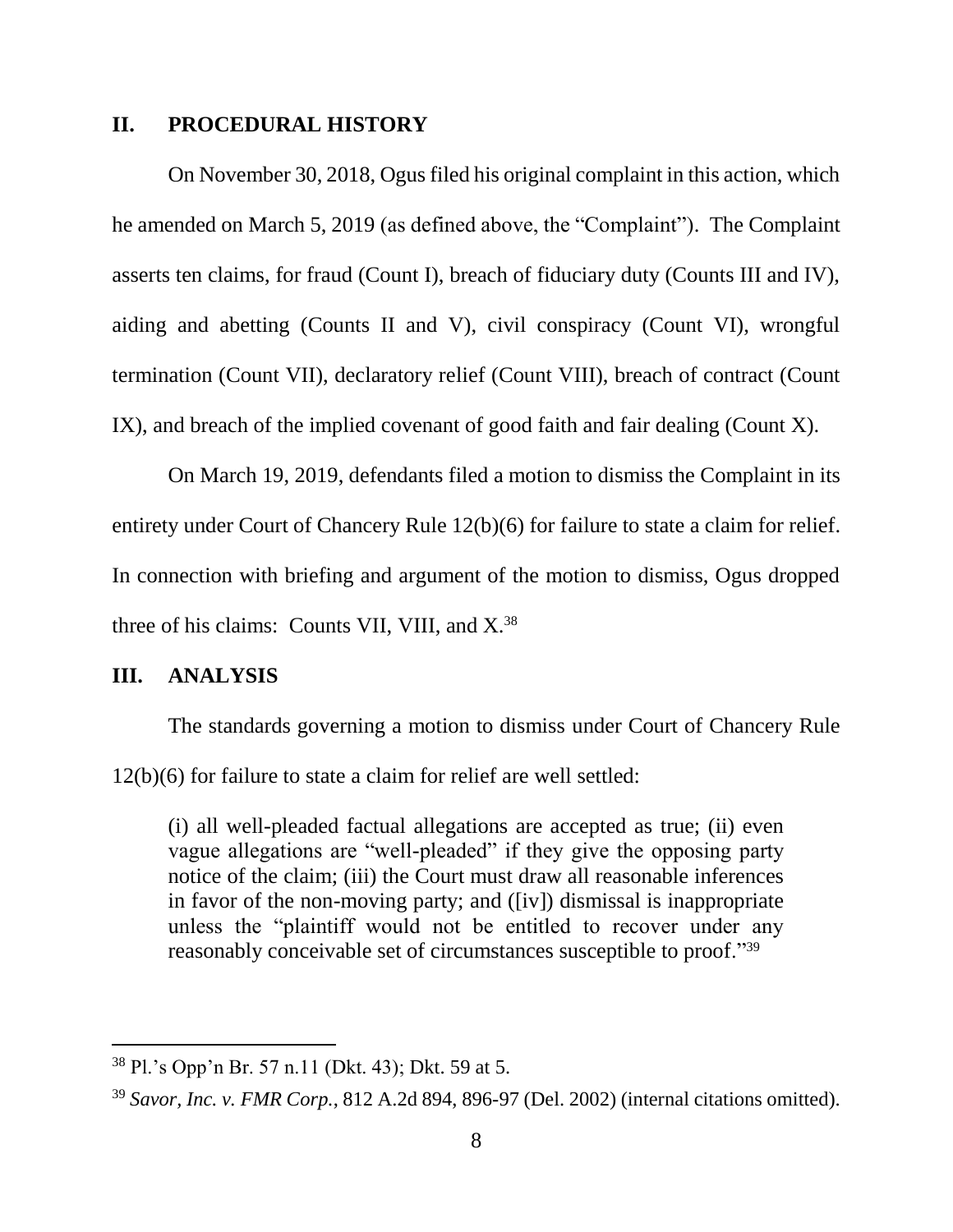## II. PROCEDURAL HISTORY

On November 30, 2018, Ogus filed his original complaint in this action, which he amended on March 5, 2019 (as defined above, the "Complaint"). The Complaint asserts ten claims, for fraud (Count I), breach of fiduciary duty (Counts III and IV), aiding and abetting (Counts II and V), civil conspiracy (Count VI), wrongful termination (Count VII), declaratory relief (Count VIII), breach of contract (Count IX), and breach of the implied covenant of good faith and fair dealing (Count X).

On March 19, 2019, defendants filed a motion to dismiss the Complaint in its entirety under Court of Chancery Rule 12(b)(6) for failure to state a claim for relief. In connection with briefing and argument of the motion to dismiss, Ogus dropped three of his claims: Counts VII, VIII, and X.[38]

## III. ANALYSIS

The standards governing a motion to dismiss under Court of Chancery Rule 12(b)(6) for failure to state a claim for relief are well settled:

> (i) all well-pleaded factual allegations are accepted as true; (ii) even vague allegations are "well-pleaded" if they give the opposing party notice of the claim; (iii) the Court must draw all reasonable inferences in favor of the non-moving party; and ([iv]) dismissal is inappropriate unless the "plaintiff would not be entitled to recover under any reasonably conceivable set of circumstances susceptible to proof."[39]

---

[38] Pl.'s Opp'n Br. 57 n.11 (Dkt. 43); Dkt. 59 at 5.

[39] *Savor, Inc. v. FMR Corp.*, 812 A.2d 894, 896-97 (Del. 2002) (internal citations omitted).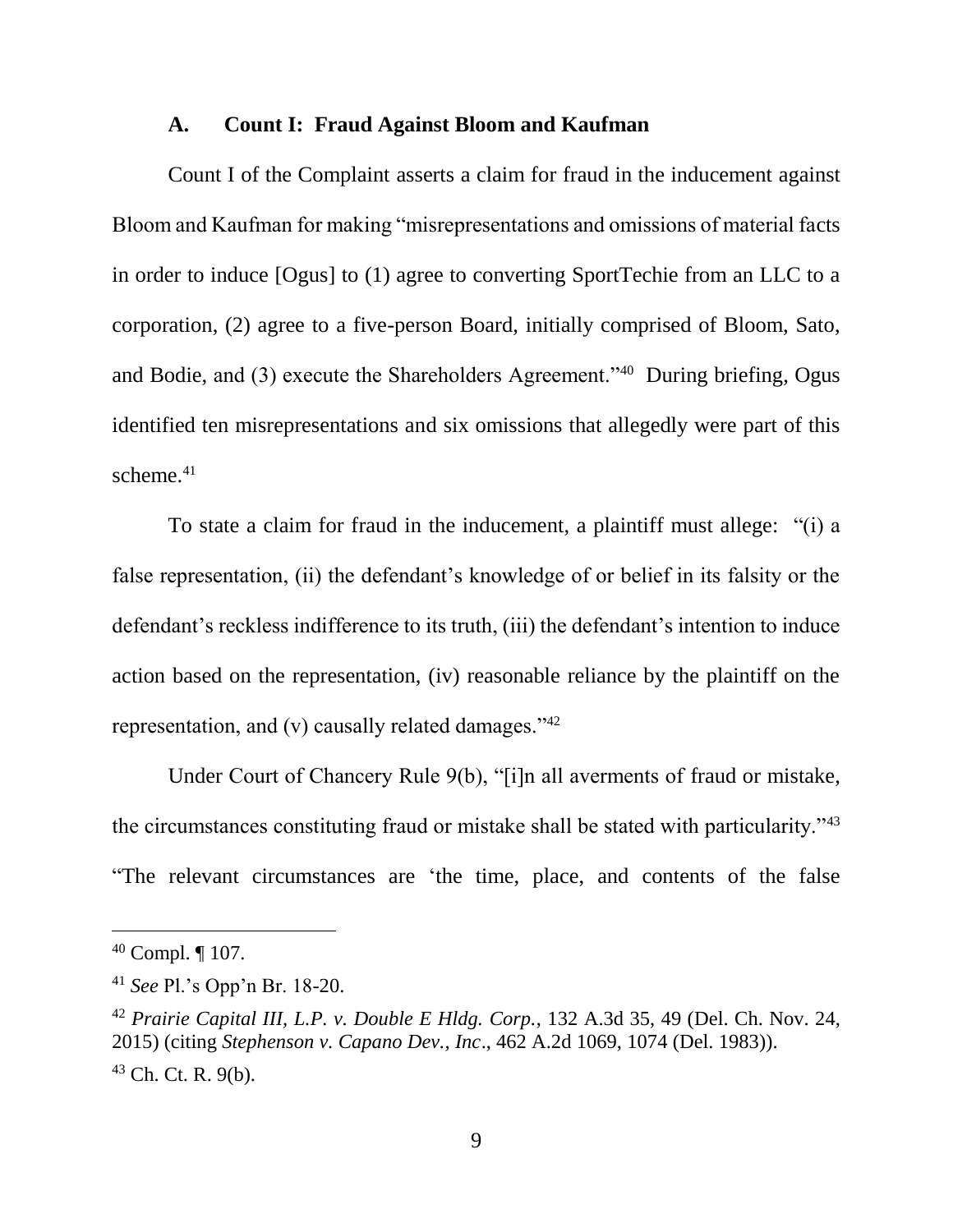### A. Count I: Fraud Against Bloom and Kaufman

Count I of the Complaint asserts a claim for fraud in the inducement against Bloom and Kaufman for making "misrepresentations and omissions of material facts in order to induce [Ogus] to (1) agree to converting SportTechie from an LLC to a corporation, (2) agree to a five-person Board, initially comprised of Bloom, Sato, and Bodie, and (3) execute the Shareholders Agreement."[40] During briefing, Ogus identified ten misrepresentations and six omissions that allegedly were part of this scheme.[41]

To state a claim for fraud in the inducement, a plaintiff must allege: "(i) a false representation, (ii) the defendant's knowledge of or belief in its falsity or the defendant's reckless indifference to its truth, (iii) the defendant's intention to induce action based on the representation, (iv) reasonable reliance by the plaintiff on the representation, and (v) causally related damages."[42]

Under Court of Chancery Rule 9(b), "[i]n all averments of fraud or mistake, the circumstances constituting fraud or mistake shall be stated with particularity."[43] "The relevant circumstances are 'the time, place, and contents of the false

---

[40] Compl. ¶ 107.

[41] *See* Pl.'s Opp'n Br. 18-20.

[42] *Prairie Capital III, L.P. v. Double E Hldg. Corp.*, 132 A.3d 35, 49 (Del. Ch. Nov. 24, 2015) (citing *Stephenson v. Capano Dev., Inc*., 462 A.2d 1069, 1074 (Del. 1983)).

[43] Ch. Ct. R. 9(b).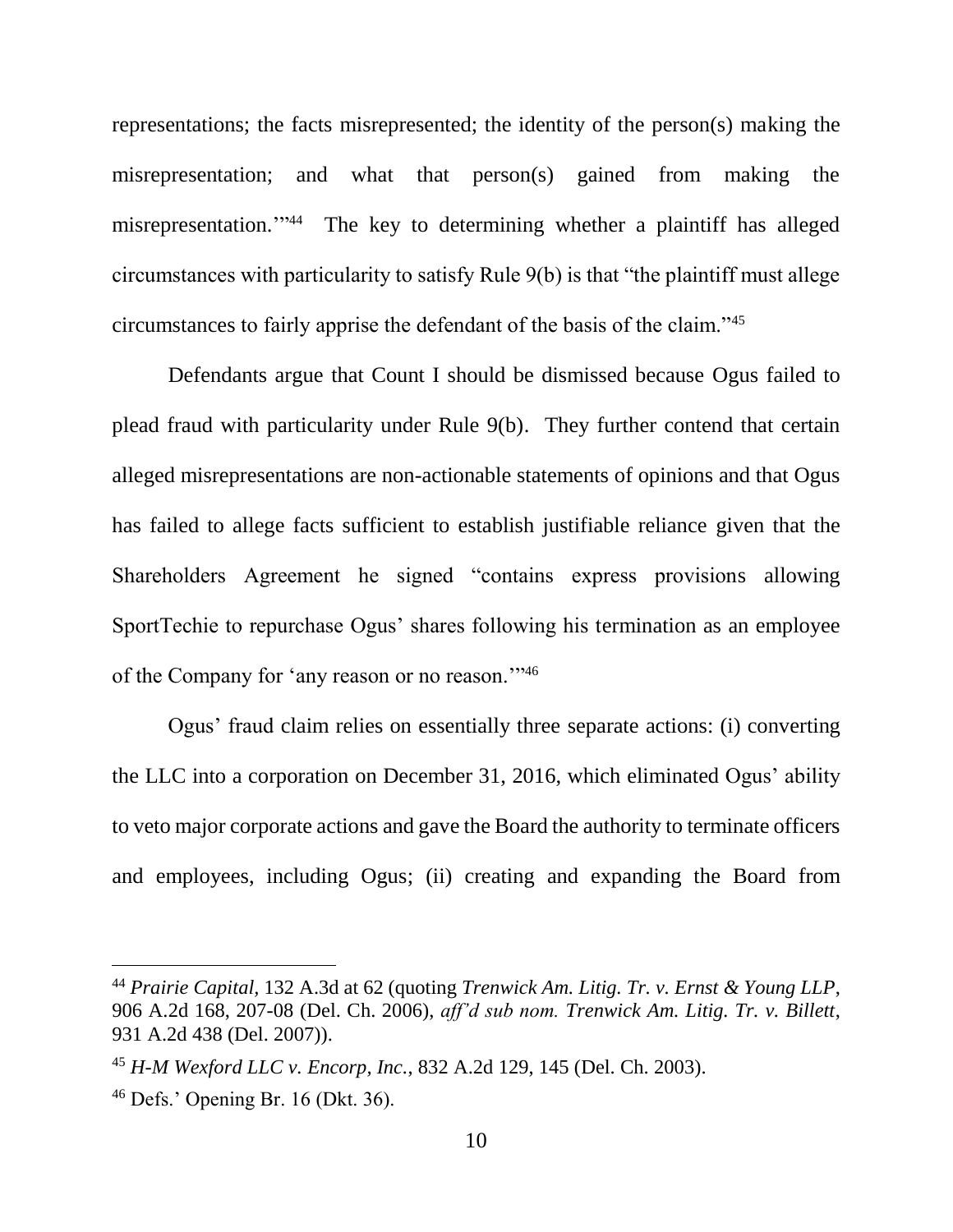representations; the facts misrepresented; the identity of the person(s) making the misrepresentation; and what that person(s) gained from making the misrepresentation.'"[44] The key to determining whether a plaintiff has alleged circumstances with particularity to satisfy Rule 9(b) is that "the plaintiff must allege circumstances to fairly apprise the defendant of the basis of the claim."[45]

Defendants argue that Count I should be dismissed because Ogus failed to plead fraud with particularity under Rule 9(b). They further contend that certain alleged misrepresentations are non-actionable statements of opinions and that Ogus has failed to allege facts sufficient to establish justifiable reliance given that the Shareholders Agreement he signed "contains express provisions allowing SportTechie to repurchase Ogus' shares following his termination as an employee of the Company for 'any reason or no reason.'"[46]

Ogus' fraud claim relies on essentially three separate actions: (i) converting the LLC into a corporation on December 31, 2016, which eliminated Ogus' ability to veto major corporate actions and gave the Board the authority to terminate officers and employees, including Ogus; (ii) creating and expanding the Board from

---

[44] *Prairie Capital*, 132 A.3d at 62 (quoting *Trenwick Am. Litig. Tr. v. Ernst & Young LLP*, 906 A.2d 168, 207-08 (Del. Ch. 2006), *aff'd sub nom. Trenwick Am. Litig. Tr. v. Billett*, 931 A.2d 438 (Del. 2007)).

[45] *H-M Wexford LLC v. Encorp, Inc.*, 832 A.2d 129, 145 (Del. Ch. 2003).

[46] Defs.' Opening Br. 16 (Dkt. 36).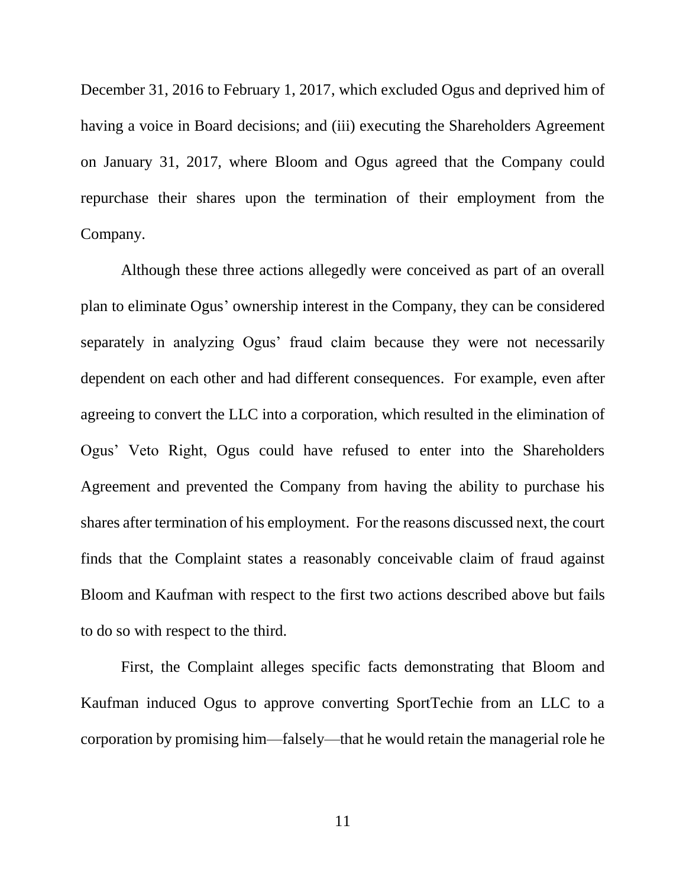December 31, 2016 to February 1, 2017, which excluded Ogus and deprived him of having a voice in Board decisions; and (iii) executing the Shareholders Agreement on January 31, 2017, where Bloom and Ogus agreed that the Company could repurchase their shares upon the termination of their employment from the Company.

Although these three actions allegedly were conceived as part of an overall plan to eliminate Ogus' ownership interest in the Company, they can be considered separately in analyzing Ogus' fraud claim because they were not necessarily dependent on each other and had different consequences. For example, even after agreeing to convert the LLC into a corporation, which resulted in the elimination of Ogus' Veto Right, Ogus could have refused to enter into the Shareholders Agreement and prevented the Company from having the ability to purchase his shares after termination of his employment. For the reasons discussed next, the court finds that the Complaint states a reasonably conceivable claim of fraud against Bloom and Kaufman with respect to the first two actions described above but fails to do so with respect to the third.

First, the Complaint alleges specific facts demonstrating that Bloom and Kaufman induced Ogus to approve converting SportTechie from an LLC to a corporation by promising him—falsely—that he would retain the managerial role he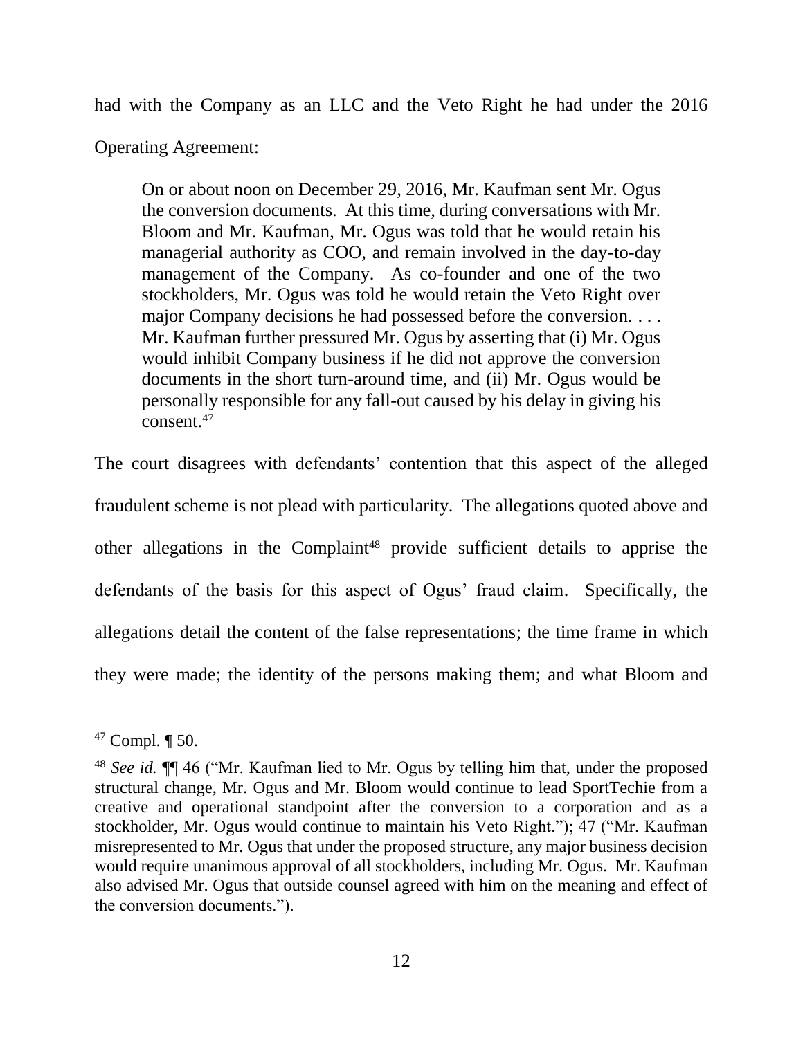had with the Company as an LLC and the Veto Right he had under the 2016 Operating Agreement:

> On or about noon on December 29, 2016, Mr. Kaufman sent Mr. Ogus the conversion documents. At this time, during conversations with Mr. Bloom and Mr. Kaufman, Mr. Ogus was told that he would retain his managerial authority as COO, and remain involved in the day-to-day management of the Company. As co-founder and one of the two stockholders, Mr. Ogus was told he would retain the Veto Right over major Company decisions he had possessed before the conversion. . . . Mr. Kaufman further pressured Mr. Ogus by asserting that (i) Mr. Ogus would inhibit Company business if he did not approve the conversion documents in the short turn-around time, and (ii) Mr. Ogus would be personally responsible for any fall-out caused by his delay in giving his consent.[47]

The court disagrees with defendants' contention that this aspect of the alleged fraudulent scheme is not plead with particularity. The allegations quoted above and other allegations in the Complaint[48] provide sufficient details to apprise the defendants of the basis for this aspect of Ogus' fraud claim. Specifically, the allegations detail the content of the false representations; the time frame in which they were made; the identity of the persons making them; and what Bloom and

---

[47] Compl. ¶ 50.

[48] *See id.* ¶¶ 46 ("Mr. Kaufman lied to Mr. Ogus by telling him that, under the proposed structural change, Mr. Ogus and Mr. Bloom would continue to lead SportTechie from a creative and operational standpoint after the conversion to a corporation and as a stockholder, Mr. Ogus would continue to maintain his Veto Right."); 47 ("Mr. Kaufman misrepresented to Mr. Ogus that under the proposed structure, any major business decision would require unanimous approval of all stockholders, including Mr. Ogus. Mr. Kaufman also advised Mr. Ogus that outside counsel agreed with him on the meaning and effect of the conversion documents.").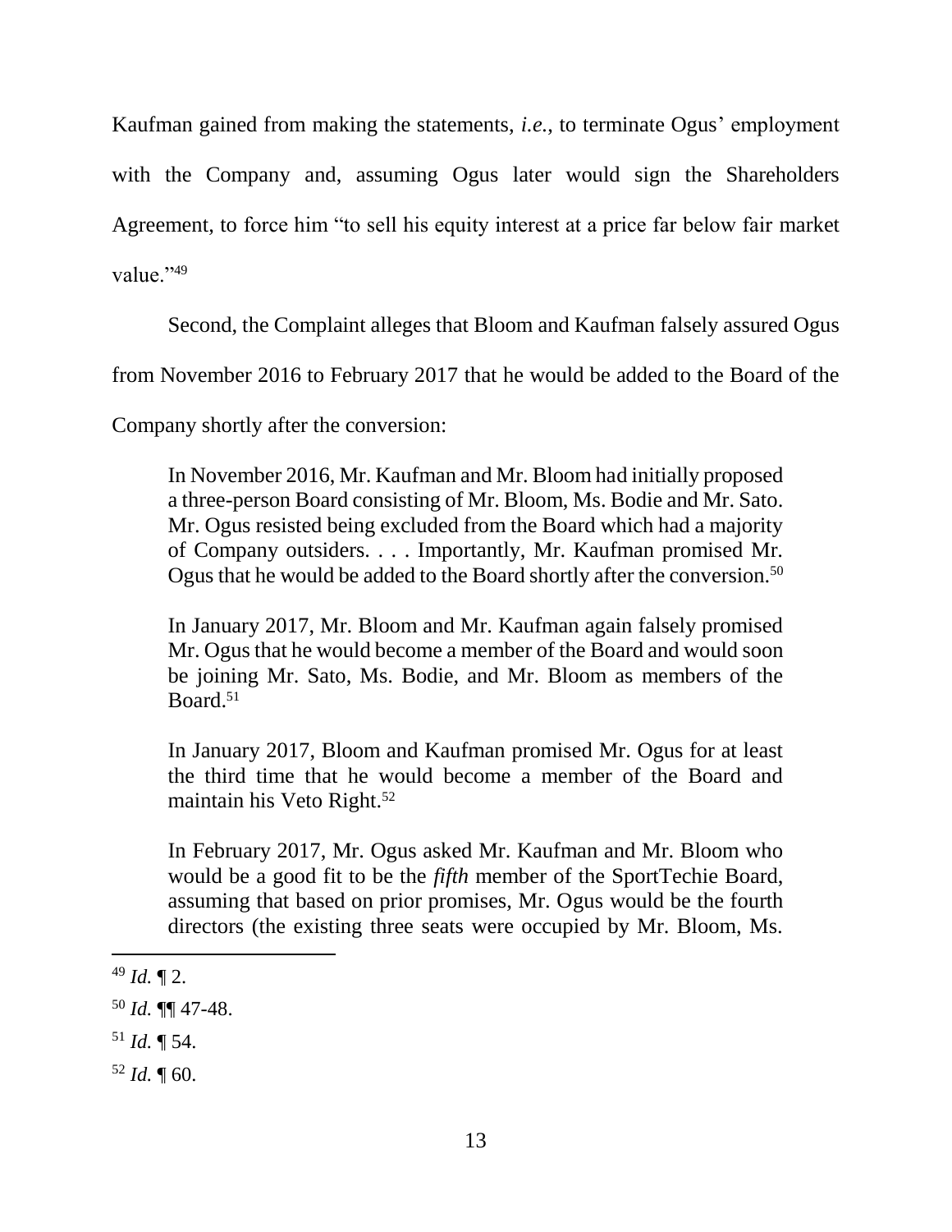Kaufman gained from making the statements, *i.e.*, to terminate Ogus' employment with the Company and, assuming Ogus later would sign the Shareholders Agreement, to force him "to sell his equity interest at a price far below fair market value."[49]

Second, the Complaint alleges that Bloom and Kaufman falsely assured Ogus from November 2016 to February 2017 that he would be added to the Board of the Company shortly after the conversion:

> In November 2016, Mr. Kaufman and Mr. Bloom had initially proposed a three-person Board consisting of Mr. Bloom, Ms. Bodie and Mr. Sato. Mr. Ogus resisted being excluded from the Board which had a majority of Company outsiders. . . . Importantly, Mr. Kaufman promised Mr. Ogus that he would be added to the Board shortly after the conversion.[50]
>
> In January 2017, Mr. Bloom and Mr. Kaufman again falsely promised Mr. Ogus that he would become a member of the Board and would soon be joining Mr. Sato, Ms. Bodie, and Mr. Bloom as members of the Board.[51]
>
> In January 2017, Bloom and Kaufman promised Mr. Ogus for at least the third time that he would become a member of the Board and maintain his Veto Right.[52]
>
> In February 2017, Mr. Ogus asked Mr. Kaufman and Mr. Bloom who would be a good fit to be the *fifth* member of the SportTechie Board, assuming that based on prior promises, Mr. Ogus would be the fourth directors (the existing three seats were occupied by Mr. Bloom, Ms.

---

[49] *Id.* ¶ 2.

[50] *Id.* ¶¶ 47-48.

[51] *Id.* ¶ 54.

[52] *Id.* ¶ 60.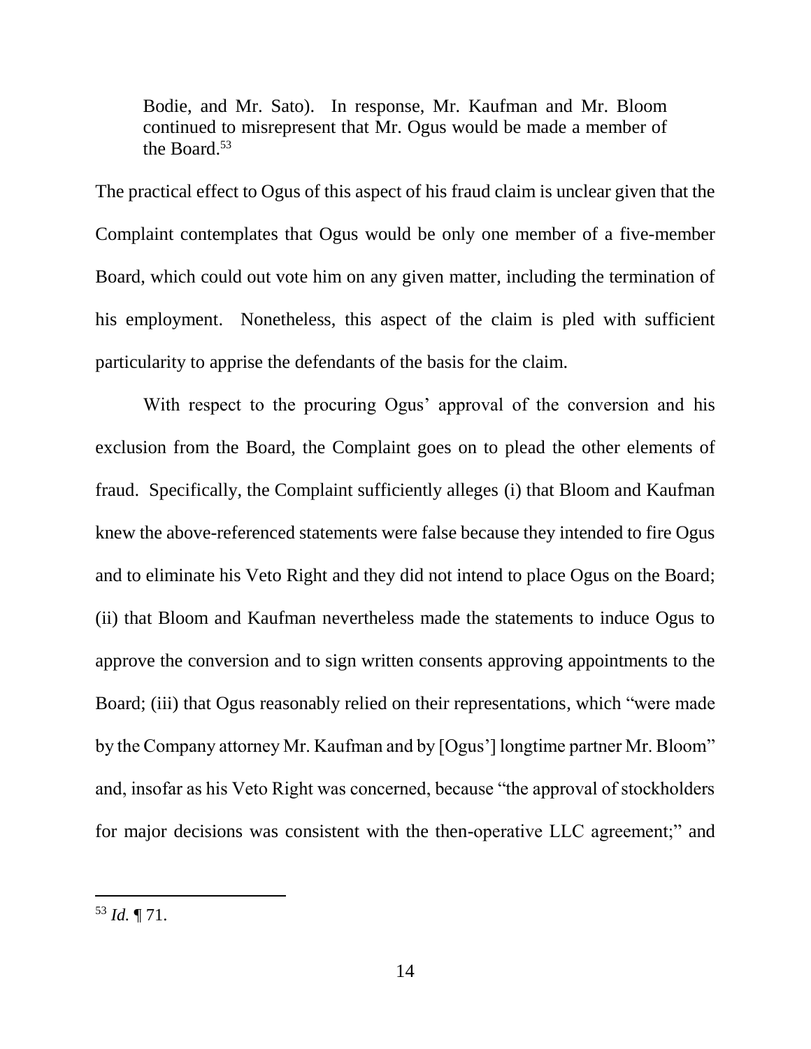> Bodie, and Mr. Sato). In response, Mr. Kaufman and Mr. Bloom continued to misrepresent that Mr. Ogus would be made a member of the Board.[53]

The practical effect to Ogus of this aspect of his fraud claim is unclear given that the Complaint contemplates that Ogus would be only one member of a five-member Board, which could out vote him on any given matter, including the termination of his employment. Nonetheless, this aspect of the claim is pled with sufficient particularity to apprise the defendants of the basis for the claim.

With respect to the procuring Ogus' approval of the conversion and his exclusion from the Board, the Complaint goes on to plead the other elements of fraud. Specifically, the Complaint sufficiently alleges (i) that Bloom and Kaufman knew the above-referenced statements were false because they intended to fire Ogus and to eliminate his Veto Right and they did not intend to place Ogus on the Board; (ii) that Bloom and Kaufman nevertheless made the statements to induce Ogus to approve the conversion and to sign written consents approving appointments to the Board; (iii) that Ogus reasonably relied on their representations, which "were made by the Company attorney Mr. Kaufman and by [Ogus'] longtime partner Mr. Bloom" and, insofar as his Veto Right was concerned, because "the approval of stockholders for major decisions was consistent with the then-operative LLC agreement;" and

---

[53] *Id.* ¶ 71.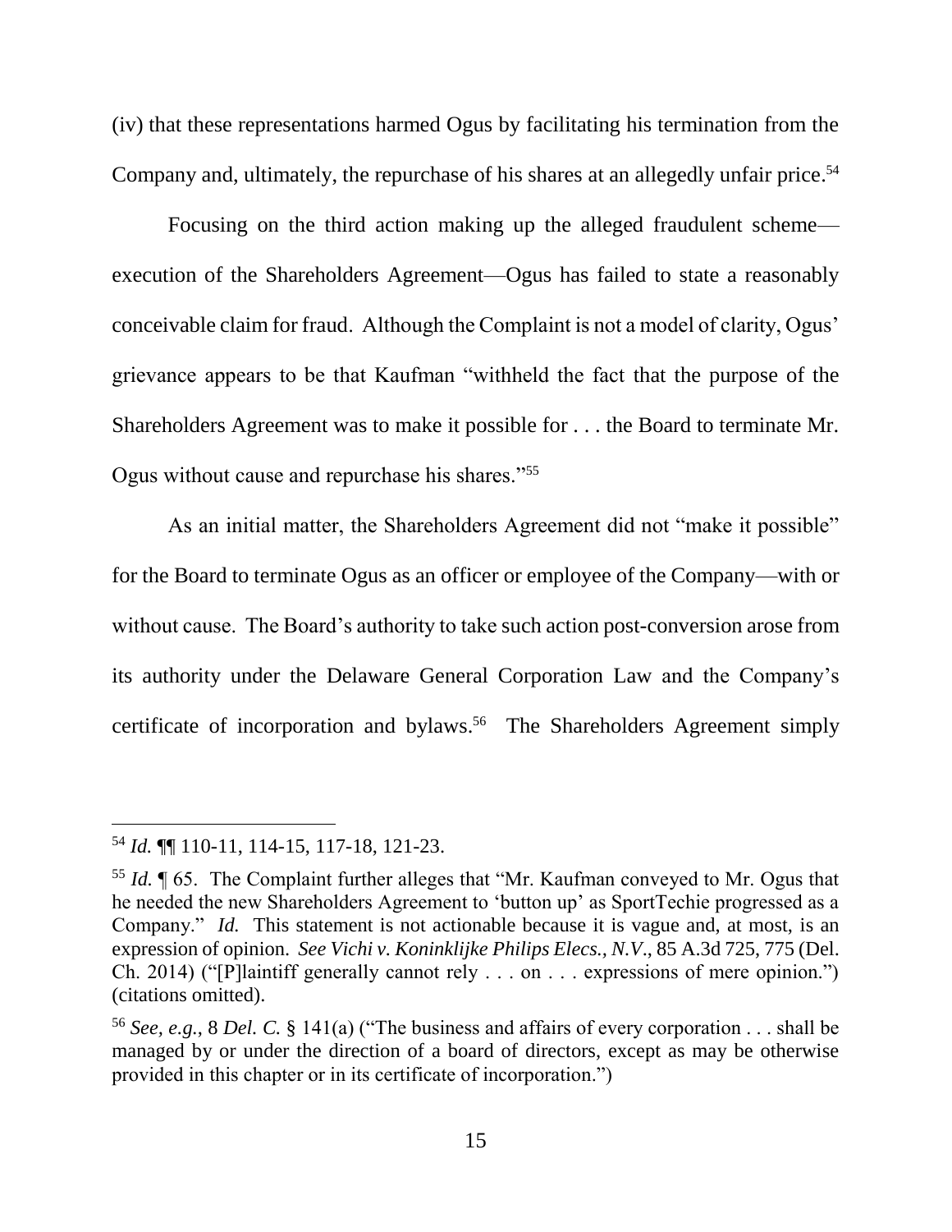(iv) that these representations harmed Ogus by facilitating his termination from the Company and, ultimately, the repurchase of his shares at an allegedly unfair price.[54]

Focusing on the third action making up the alleged fraudulent scheme—execution of the Shareholders Agreement—Ogus has failed to state a reasonably conceivable claim for fraud. Although the Complaint is not a model of clarity, Ogus' grievance appears to be that Kaufman "withheld the fact that the purpose of the Shareholders Agreement was to make it possible for . . . the Board to terminate Mr. Ogus without cause and repurchase his shares."[55]

As an initial matter, the Shareholders Agreement did not "make it possible" for the Board to terminate Ogus as an officer or employee of the Company—with or without cause. The Board's authority to take such action post-conversion arose from its authority under the Delaware General Corporation Law and the Company's certificate of incorporation and bylaws.[56] The Shareholders Agreement simply

---

[54] *Id.* ¶¶ 110-11, 114-15, 117-18, 121-23.

[55] *Id.* ¶ 65. The Complaint further alleges that "Mr. Kaufman conveyed to Mr. Ogus that he needed the new Shareholders Agreement to 'button up' as SportTechie progressed as a Company." *Id.* This statement is not actionable because it is vague and, at most, is an expression of opinion. *See Vichi v. Koninklijke Philips Elecs., N.V.*, 85 A.3d 725, 775 (Del. Ch. 2014) ("[P]laintiff generally cannot rely . . . on . . . expressions of mere opinion.") (citations omitted).

[56] *See, e.g.*, 8 *Del. C.* § 141(a) ("The business and affairs of every corporation . . . shall be managed by or under the direction of a board of directors, except as may be otherwise provided in this chapter or in its certificate of incorporation.")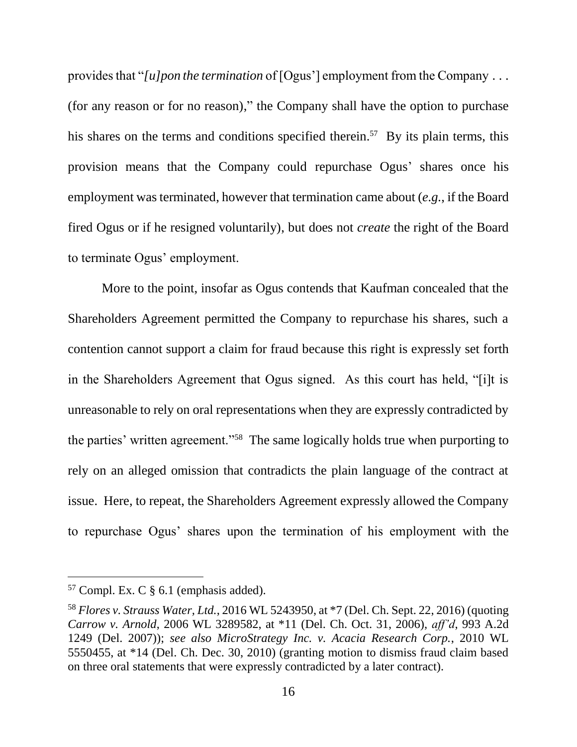provides that "*[u]pon the termination* of [Ogus'] employment from the Company . . . (for any reason or for no reason)," the Company shall have the option to purchase his shares on the terms and conditions specified therein.[57] By its plain terms, this provision means that the Company could repurchase Ogus' shares once his employment was terminated, however that termination came about (*e.g.*, if the Board fired Ogus or if he resigned voluntarily), but does not *create* the right of the Board to terminate Ogus' employment.

More to the point, insofar as Ogus contends that Kaufman concealed that the Shareholders Agreement permitted the Company to repurchase his shares, such a contention cannot support a claim for fraud because this right is expressly set forth in the Shareholders Agreement that Ogus signed. As this court has held, "[i]t is unreasonable to rely on oral representations when they are expressly contradicted by the parties' written agreement."[58] The same logically holds true when purporting to rely on an alleged omission that contradicts the plain language of the contract at issue. Here, to repeat, the Shareholders Agreement expressly allowed the Company to repurchase Ogus' shares upon the termination of his employment with the

---

[57] Compl. Ex. C § 6.1 (emphasis added).

[58] *Flores v. Strauss Water, Ltd.*, 2016 WL 5243950, at *7 (Del. Ch. Sept. 22, 2016) (quoting *Carrow v. Arnold*, 2006 WL 3289582, at *11 (Del. Ch. Oct. 31, 2006), *aff'd*, 993 A.2d 1249 (Del. 2007)); *see also MicroStrategy Inc. v. Acacia Research Corp.*, 2010 WL 5550455, at *14 (Del. Ch. Dec. 30, 2010) (granting motion to dismiss fraud claim based on three oral statements that were expressly contradicted by a later contract).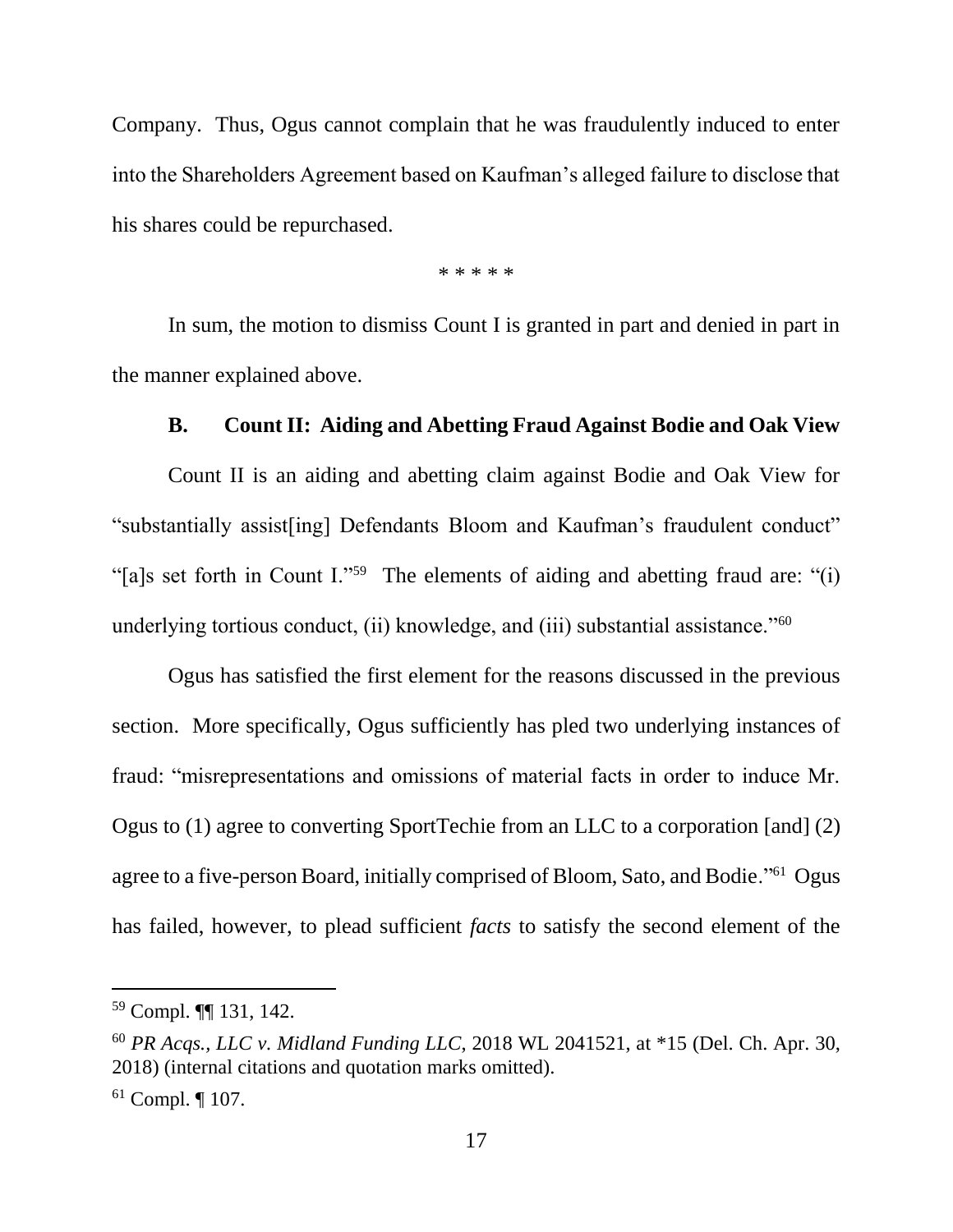Company. Thus, Ogus cannot complain that he was fraudulently induced to enter into the Shareholders Agreement based on Kaufman's alleged failure to disclose that his shares could be repurchased.

\* \* \* \* \*

In sum, the motion to dismiss Count I is granted in part and denied in part in the manner explained above.

### B. Count II: Aiding and Abetting Fraud Against Bodie and Oak View

Count II is an aiding and abetting claim against Bodie and Oak View for "substantially assist[ing] Defendants Bloom and Kaufman's fraudulent conduct" "[a]s set forth in Count I."[59] The elements of aiding and abetting fraud are: "(i) underlying tortious conduct, (ii) knowledge, and (iii) substantial assistance."[60]

Ogus has satisfied the first element for the reasons discussed in the previous section. More specifically, Ogus sufficiently has pled two underlying instances of fraud: "misrepresentations and omissions of material facts in order to induce Mr. Ogus to (1) agree to converting SportTechie from an LLC to a corporation [and] (2) agree to a five-person Board, initially comprised of Bloom, Sato, and Bodie."[61] Ogus has failed, however, to plead sufficient *facts* to satisfy the second element of the

---

[59] Compl. ¶¶ 131, 142.

[60] *PR Acqs., LLC v. Midland Funding LLC*, 2018 WL 2041521, at \*15 (Del. Ch. Apr. 30, 2018) (internal citations and quotation marks omitted).

[61] Compl. ¶ 107.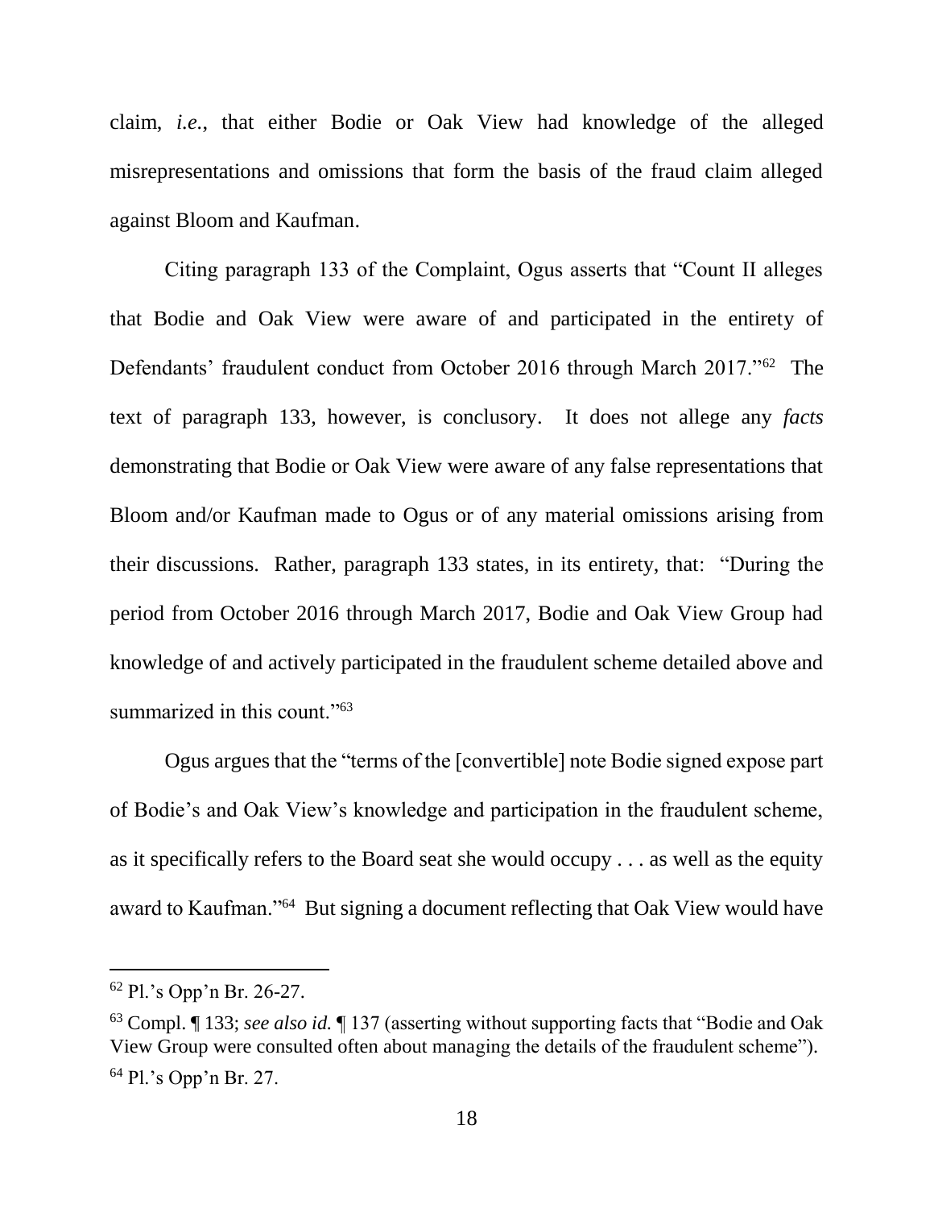claim, *i.e.*, that either Bodie or Oak View had knowledge of the alleged misrepresentations and omissions that form the basis of the fraud claim alleged against Bloom and Kaufman.

Citing paragraph 133 of the Complaint, Ogus asserts that "Count II alleges that Bodie and Oak View were aware of and participated in the entirety of Defendants' fraudulent conduct from October 2016 through March 2017."[62] The text of paragraph 133, however, is conclusory. It does not allege any *facts* demonstrating that Bodie or Oak View were aware of any false representations that Bloom and/or Kaufman made to Ogus or of any material omissions arising from their discussions. Rather, paragraph 133 states, in its entirety, that: "During the period from October 2016 through March 2017, Bodie and Oak View Group had knowledge of and actively participated in the fraudulent scheme detailed above and summarized in this count."[63]

Ogus argues that the "terms of the [convertible] note Bodie signed expose part of Bodie's and Oak View's knowledge and participation in the fraudulent scheme, as it specifically refers to the Board seat she would occupy . . . as well as the equity award to Kaufman."[64] But signing a document reflecting that Oak View would have

---

[62] Pl.'s Opp'n Br. 26-27.

[63] Compl. ¶ 133; *see also id.* ¶ 137 (asserting without supporting facts that "Bodie and Oak View Group were consulted often about managing the details of the fraudulent scheme").

[64] Pl.'s Opp'n Br. 27.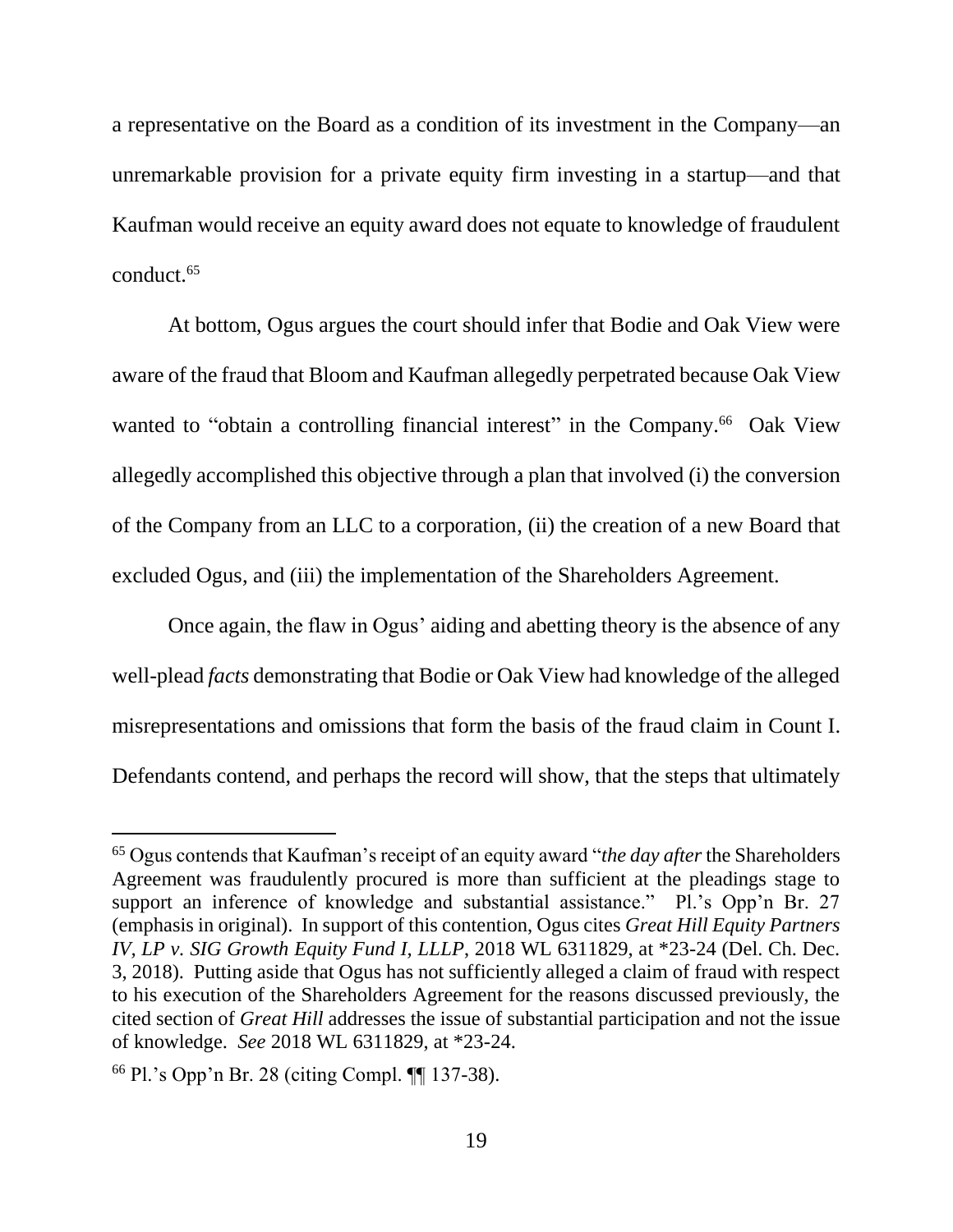a representative on the Board as a condition of its investment in the Company—an unremarkable provision for a private equity firm investing in a startup—and that Kaufman would receive an equity award does not equate to knowledge of fraudulent conduct.[65]

At bottom, Ogus argues the court should infer that Bodie and Oak View were aware of the fraud that Bloom and Kaufman allegedly perpetrated because Oak View wanted to "obtain a controlling financial interest" in the Company.[66] Oak View allegedly accomplished this objective through a plan that involved (i) the conversion of the Company from an LLC to a corporation, (ii) the creation of a new Board that excluded Ogus, and (iii) the implementation of the Shareholders Agreement.

Once again, the flaw in Ogus' aiding and abetting theory is the absence of any well-plead *facts* demonstrating that Bodie or Oak View had knowledge of the alleged misrepresentations and omissions that form the basis of the fraud claim in Count I. Defendants contend, and perhaps the record will show, that the steps that ultimately

---

[65] Ogus contends that Kaufman's receipt of an equity award "*the day after* the Shareholders Agreement was fraudulently procured is more than sufficient at the pleadings stage to support an inference of knowledge and substantial assistance." Pl.'s Opp'n Br. 27 (emphasis in original). In support of this contention, Ogus cites *Great Hill Equity Partners IV, LP v. SIG Growth Equity Fund I, LLLP*, 2018 WL 6311829, at *23-24 (Del. Ch. Dec. 3, 2018). Putting aside that Ogus has not sufficiently alleged a claim of fraud with respect to his execution of the Shareholders Agreement for the reasons discussed previously, the cited section of *Great Hill* addresses the issue of substantial participation and not the issue of knowledge. *See* 2018 WL 6311829, at *23-24.

[66] Pl.'s Opp'n Br. 28 (citing Compl. ¶¶ 137-38).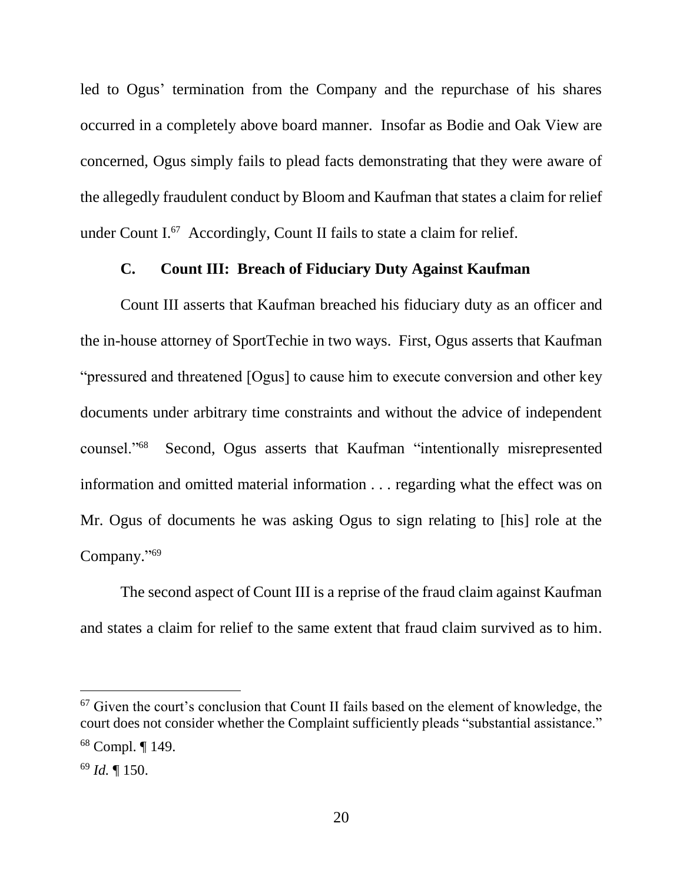led to Ogus' termination from the Company and the repurchase of his shares occurred in a completely above board manner. Insofar as Bodie and Oak View are concerned, Ogus simply fails to plead facts demonstrating that they were aware of the allegedly fraudulent conduct by Bloom and Kaufman that states a claim for relief under Count I.[67] Accordingly, Count II fails to state a claim for relief.

### C. Count III: Breach of Fiduciary Duty Against Kaufman

Count III asserts that Kaufman breached his fiduciary duty as an officer and the in-house attorney of SportTechie in two ways. First, Ogus asserts that Kaufman "pressured and threatened [Ogus] to cause him to execute conversion and other key documents under arbitrary time constraints and without the advice of independent counsel."[68] Second, Ogus asserts that Kaufman "intentionally misrepresented information and omitted material information . . . regarding what the effect was on Mr. Ogus of documents he was asking Ogus to sign relating to [his] role at the Company."[69]

The second aspect of Count III is a reprise of the fraud claim against Kaufman and states a claim for relief to the same extent that fraud claim survived as to him.

---

[67] Given the court's conclusion that Count II fails based on the element of knowledge, the court does not consider whether the Complaint sufficiently pleads "substantial assistance."

[68] Compl. ¶ 149.

[69] *Id.* ¶ 150.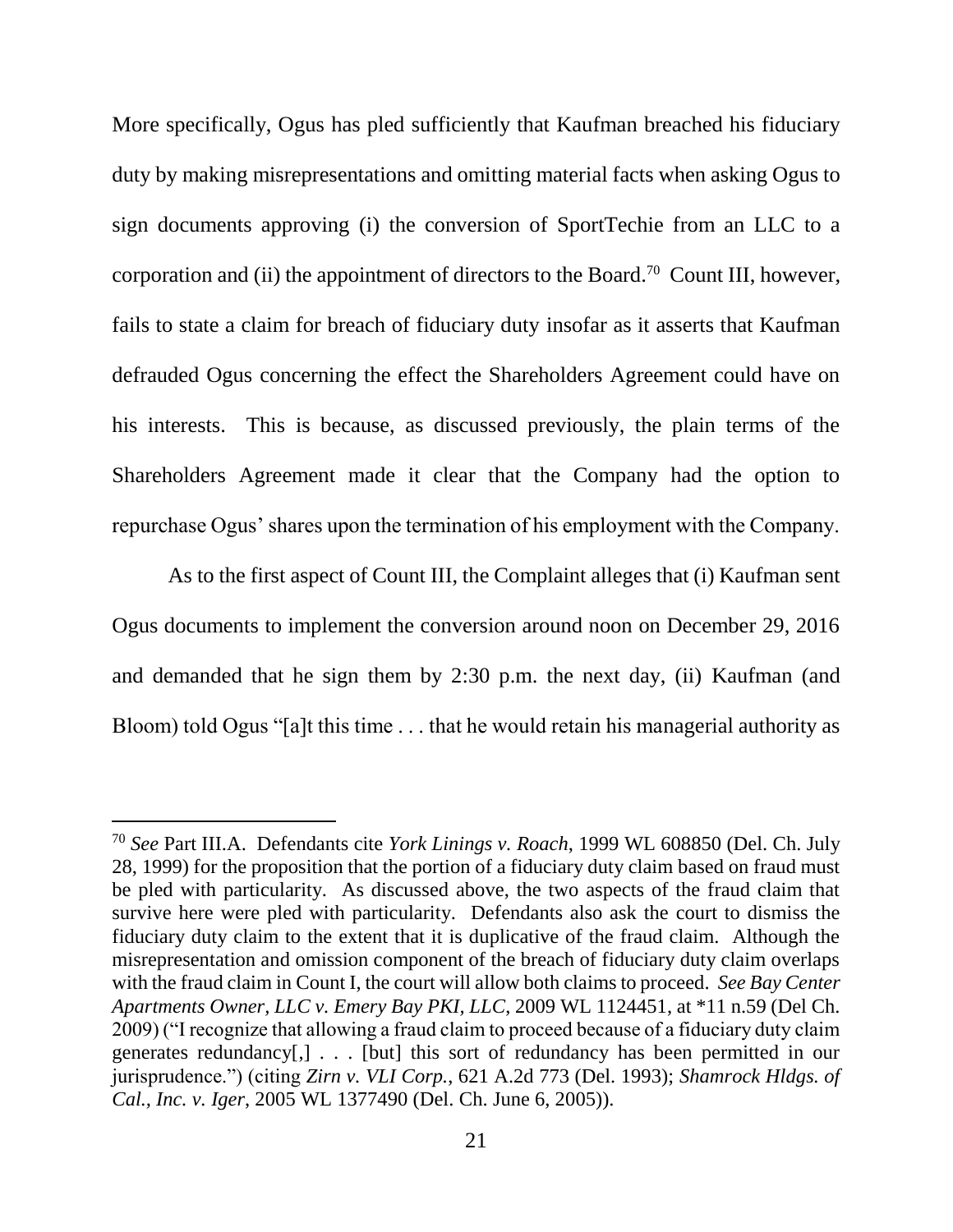More specifically, Ogus has pled sufficiently that Kaufman breached his fiduciary duty by making misrepresentations and omitting material facts when asking Ogus to sign documents approving (i) the conversion of SportTechie from an LLC to a corporation and (ii) the appointment of directors to the Board.[70] Count III, however, fails to state a claim for breach of fiduciary duty insofar as it asserts that Kaufman defrauded Ogus concerning the effect the Shareholders Agreement could have on his interests. This is because, as discussed previously, the plain terms of the Shareholders Agreement made it clear that the Company had the option to repurchase Ogus' shares upon the termination of his employment with the Company.

As to the first aspect of Count III, the Complaint alleges that (i) Kaufman sent Ogus documents to implement the conversion around noon on December 29, 2016 and demanded that he sign them by 2:30 p.m. the next day, (ii) Kaufman (and Bloom) told Ogus "[a]t this time . . . that he would retain his managerial authority as

---

[70] *See* Part III.A. Defendants cite *York Linings v. Roach*, 1999 WL 608850 (Del. Ch. July 28, 1999) for the proposition that the portion of a fiduciary duty claim based on fraud must be pled with particularity. As discussed above, the two aspects of the fraud claim that survive here were pled with particularity. Defendants also ask the court to dismiss the fiduciary duty claim to the extent that it is duplicative of the fraud claim. Although the misrepresentation and omission component of the breach of fiduciary duty claim overlaps with the fraud claim in Count I, the court will allow both claims to proceed. *See Bay Center Apartments Owner, LLC v. Emery Bay PKI, LLC*, 2009 WL 1124451, at *11 n.59 (Del Ch. 2009) ("I recognize that allowing a fraud claim to proceed because of a fiduciary duty claim generates redundancy[,] . . . [but] this sort of redundancy has been permitted in our jurisprudence.") (citing *Zirn v. VLI Corp.*, 621 A.2d 773 (Del. 1993); *Shamrock Hldgs. of Cal., Inc. v. Iger*, 2005 WL 1377490 (Del. Ch. June 6, 2005)).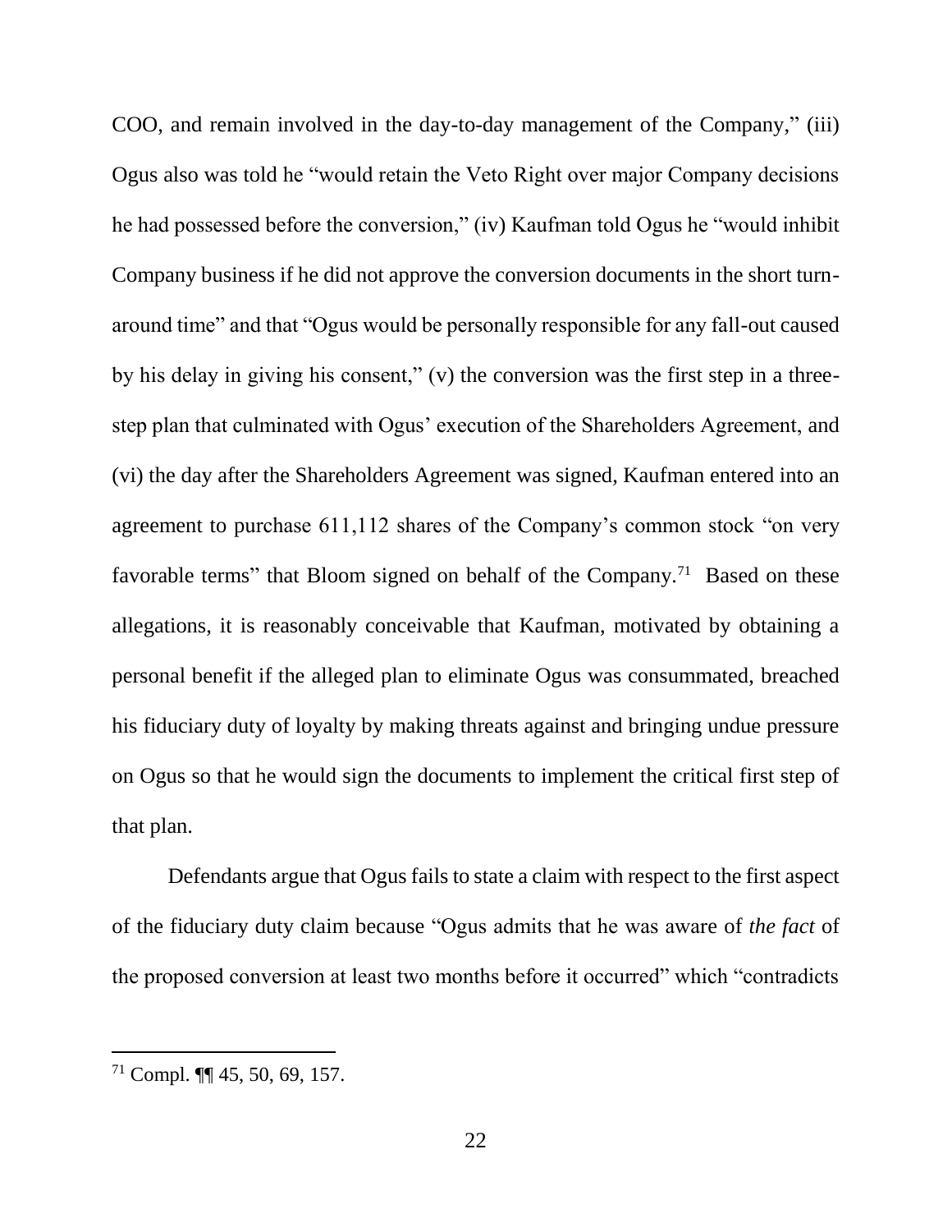COO, and remain involved in the day-to-day management of the Company," (iii) Ogus also was told he "would retain the Veto Right over major Company decisions he had possessed before the conversion," (iv) Kaufman told Ogus he "would inhibit Company business if he did not approve the conversion documents in the short turn-around time" and that "Ogus would be personally responsible for any fall-out caused by his delay in giving his consent," (v) the conversion was the first step in a three-step plan that culminated with Ogus' execution of the Shareholders Agreement, and (vi) the day after the Shareholders Agreement was signed, Kaufman entered into an agreement to purchase 611,112 shares of the Company's common stock "on very favorable terms" that Bloom signed on behalf of the Company.[71] Based on these allegations, it is reasonably conceivable that Kaufman, motivated by obtaining a personal benefit if the alleged plan to eliminate Ogus was consummated, breached his fiduciary duty of loyalty by making threats against and bringing undue pressure on Ogus so that he would sign the documents to implement the critical first step of that plan.

Defendants argue that Ogus fails to state a claim with respect to the first aspect of the fiduciary duty claim because "Ogus admits that he was aware of *the fact* of the proposed conversion at least two months before it occurred" which "contradicts

[71] Compl. ¶¶ 45, 50, 69, 157.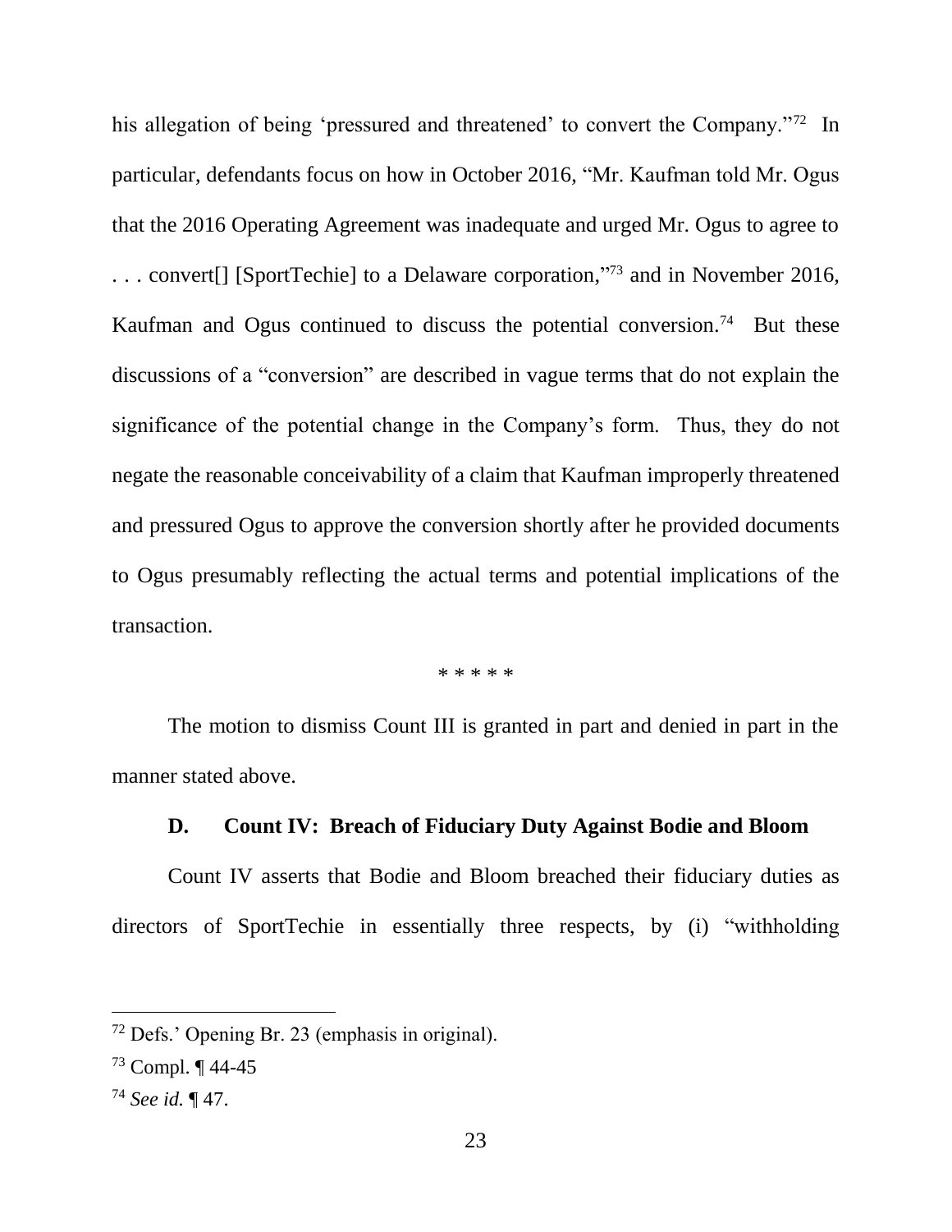his allegation of being 'pressured and threatened' to convert the Company."[72] In particular, defendants focus on how in October 2016, "Mr. Kaufman told Mr. Ogus that the 2016 Operating Agreement was inadequate and urged Mr. Ogus to agree to . . . convert[] [SportTechie] to a Delaware corporation,"[73] and in November 2016, Kaufman and Ogus continued to discuss the potential conversion.[74] But these discussions of a "conversion" are described in vague terms that do not explain the significance of the potential change in the Company's form. Thus, they do not negate the reasonable conceivability of a claim that Kaufman improperly threatened and pressured Ogus to approve the conversion shortly after he provided documents to Ogus presumably reflecting the actual terms and potential implications of the transaction.

\* \* \* \* \*

The motion to dismiss Count III is granted in part and denied in part in the manner stated above.

### D. Count IV: Breach of Fiduciary Duty Against Bodie and Bloom

Count IV asserts that Bodie and Bloom breached their fiduciary duties as directors of SportTechie in essentially three respects, by (i) "withholding

---

[72] Defs.' Opening Br. 23 (emphasis in original).

[73] Compl. ¶ 44-45

[74] *See id.* ¶ 47.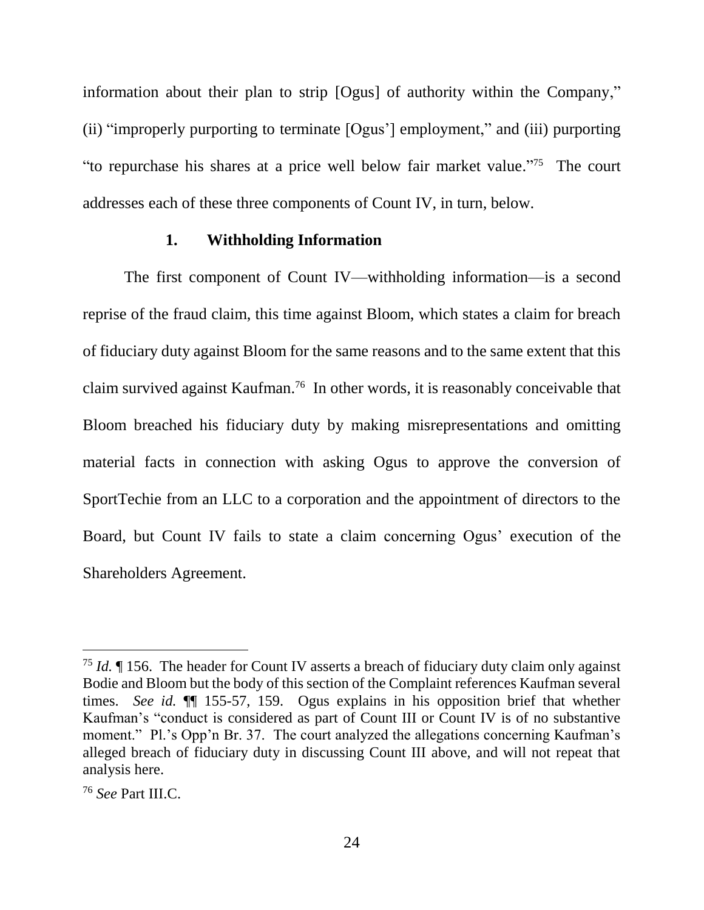information about their plan to strip [Ogus] of authority within the Company," (ii) "improperly purporting to terminate [Ogus'] employment," and (iii) purporting "to repurchase his shares at a price well below fair market value."[75] The court addresses each of these three components of Count IV, in turn, below.

### 1. Withholding Information

The first component of Count IV—withholding information—is a second reprise of the fraud claim, this time against Bloom, which states a claim for breach of fiduciary duty against Bloom for the same reasons and to the same extent that this claim survived against Kaufman.[76] In other words, it is reasonably conceivable that Bloom breached his fiduciary duty by making misrepresentations and omitting material facts in connection with asking Ogus to approve the conversion of SportTechie from an LLC to a corporation and the appointment of directors to the Board, but Count IV fails to state a claim concerning Ogus' execution of the Shareholders Agreement.

---

[75] *Id.* ¶ 156. The header for Count IV asserts a breach of fiduciary duty claim only against Bodie and Bloom but the body of this section of the Complaint references Kaufman several times. *See id.* ¶¶ 155-57, 159. Ogus explains in his opposition brief that whether Kaufman's "conduct is considered as part of Count III or Count IV is of no substantive moment." Pl.'s Opp'n Br. 37. The court analyzed the allegations concerning Kaufman's alleged breach of fiduciary duty in discussing Count III above, and will not repeat that analysis here.

[76] *See* Part III.C.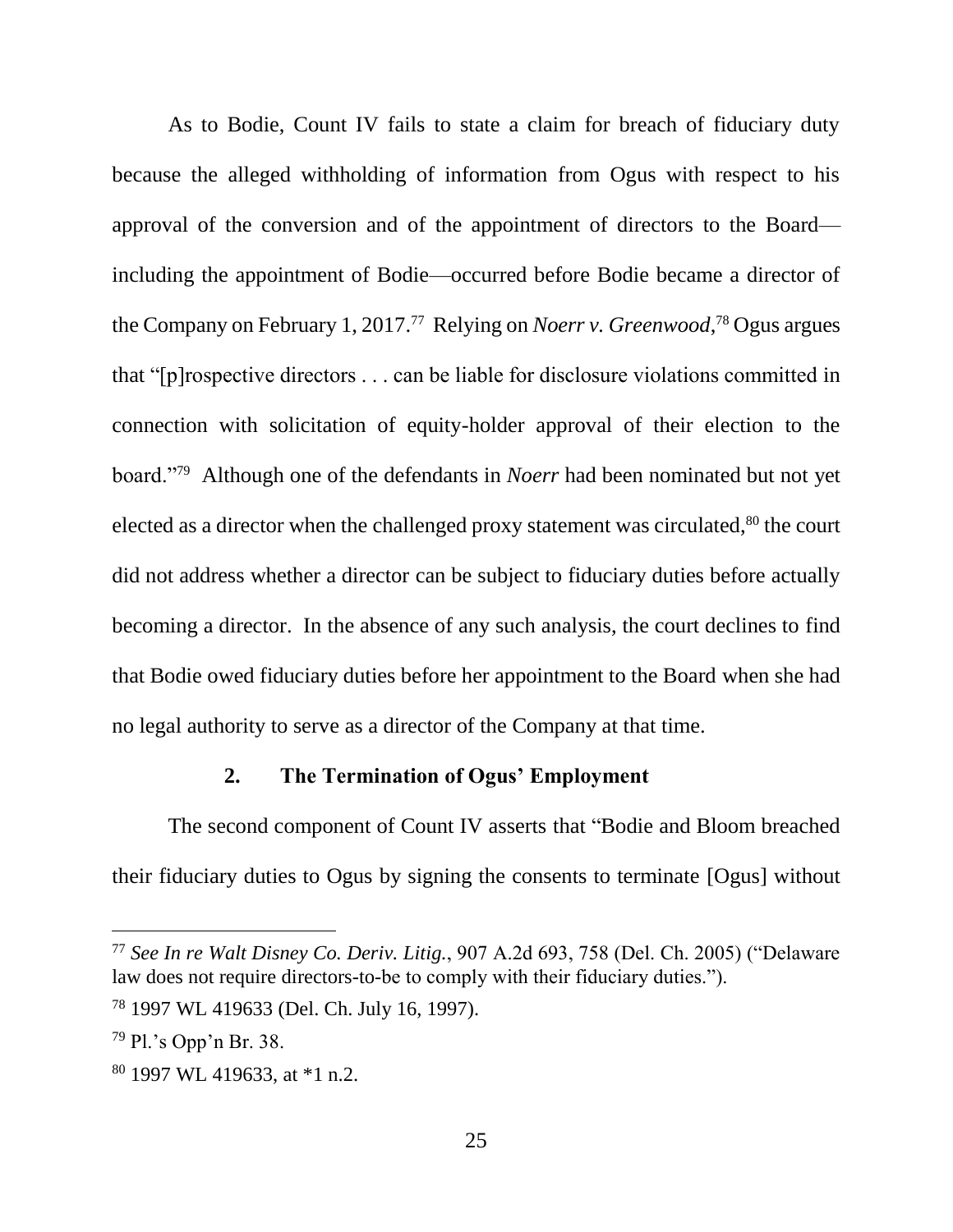As to Bodie, Count IV fails to state a claim for breach of fiduciary duty because the alleged withholding of information from Ogus with respect to his approval of the conversion and of the appointment of directors to the Board—including the appointment of Bodie—occurred before Bodie became a director of the Company on February 1, 2017.[77] Relying on *Noerr v. Greenwood*,[78] Ogus argues that "[p]rospective directors . . . can be liable for disclosure violations committed in connection with solicitation of equity-holder approval of their election to the board."[79] Although one of the defendants in *Noerr* had been nominated but not yet elected as a director when the challenged proxy statement was circulated,[80] the court did not address whether a director can be subject to fiduciary duties before actually becoming a director. In the absence of any such analysis, the court declines to find that Bodie owed fiduciary duties before her appointment to the Board when she had no legal authority to serve as a director of the Company at that time.

### 2. The Termination of Ogus' Employment

The second component of Count IV asserts that "Bodie and Bloom breached their fiduciary duties to Ogus by signing the consents to terminate [Ogus] without

---

[77] *See In re Walt Disney Co. Deriv. Litig.*, 907 A.2d 693, 758 (Del. Ch. 2005) ("Delaware law does not require directors-to-be to comply with their fiduciary duties.").

[78] 1997 WL 419633 (Del. Ch. July 16, 1997).

[79] Pl.'s Opp'n Br. 38.

[80] 1997 WL 419633, at *1 n.2.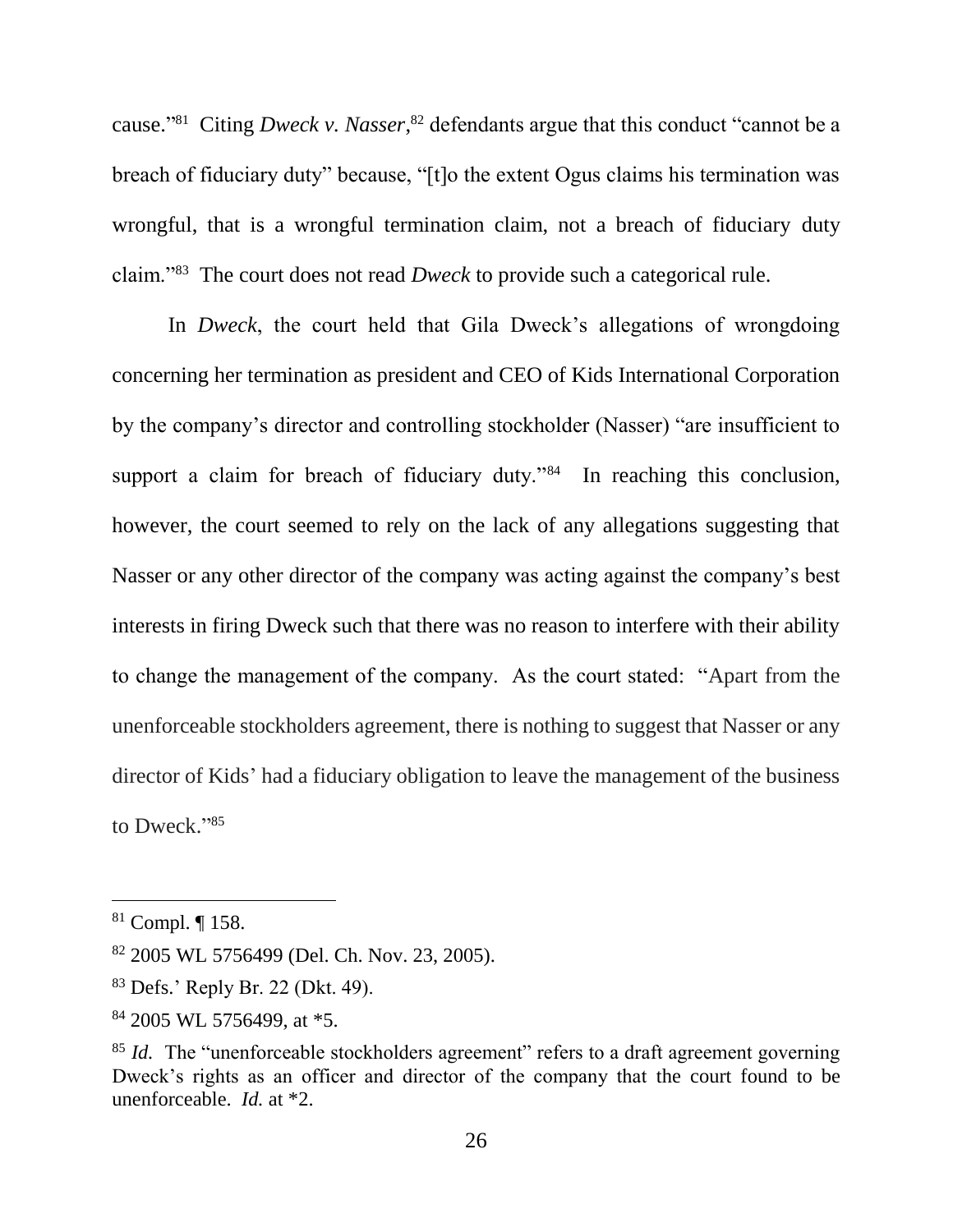cause."[81] Citing *Dweck v. Nasser*,[82] defendants argue that this conduct "cannot be a breach of fiduciary duty" because, "[t]o the extent Ogus claims his termination was wrongful, that is a wrongful termination claim, not a breach of fiduciary duty claim."[83] The court does not read *Dweck* to provide such a categorical rule.

In *Dweck*, the court held that Gila Dweck's allegations of wrongdoing concerning her termination as president and CEO of Kids International Corporation by the company's director and controlling stockholder (Nasser) "are insufficient to support a claim for breach of fiduciary duty."[84] In reaching this conclusion, however, the court seemed to rely on the lack of any allegations suggesting that Nasser or any other director of the company was acting against the company's best interests in firing Dweck such that there was no reason to interfere with their ability to change the management of the company. As the court stated: "Apart from the unenforceable stockholders agreement, there is nothing to suggest that Nasser or any director of Kids' had a fiduciary obligation to leave the management of the business to Dweck."[85]

---

[81] Compl. ¶ 158.

[82] 2005 WL 5756499 (Del. Ch. Nov. 23, 2005).

[83] Defs.' Reply Br. 22 (Dkt. 49).

[84] 2005 WL 5756499, at *5.

[85] *Id.* The "unenforceable stockholders agreement" refers to a draft agreement governing Dweck's rights as an officer and director of the company that the court found to be unenforceable. *Id.* at *2.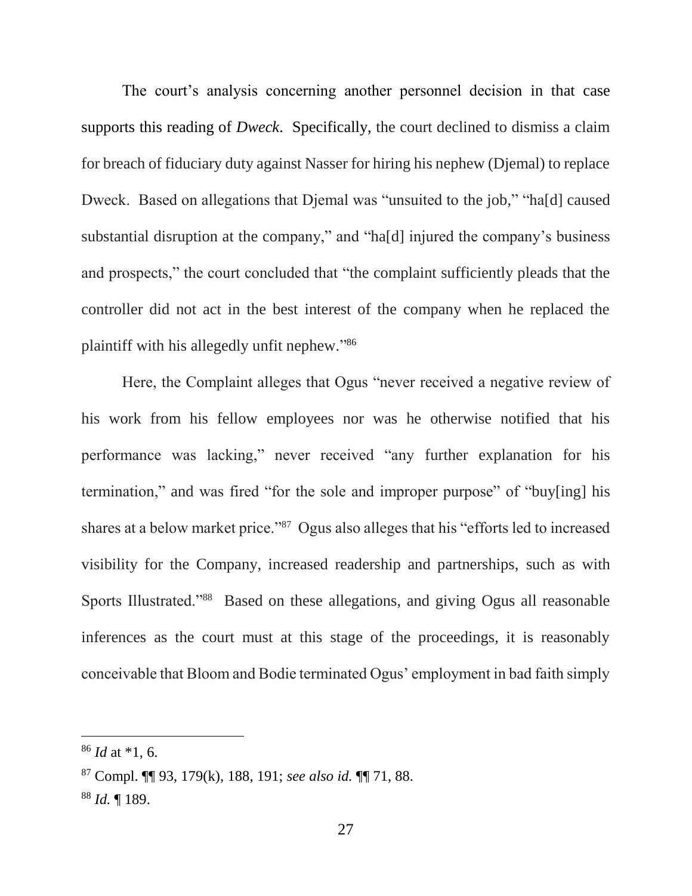The court's analysis concerning another personnel decision in that case supports this reading of *Dweck*. Specifically, the court declined to dismiss a claim for breach of fiduciary duty against Nasser for hiring his nephew (Djemal) to replace Dweck. Based on allegations that Djemal was "unsuited to the job," "ha[d] caused substantial disruption at the company," and "ha[d] injured the company's business and prospects," the court concluded that "the complaint sufficiently pleads that the controller did not act in the best interest of the company when he replaced the plaintiff with his allegedly unfit nephew."[86]

Here, the Complaint alleges that Ogus "never received a negative review of his work from his fellow employees nor was he otherwise notified that his performance was lacking," never received "any further explanation for his termination," and was fired "for the sole and improper purpose" of "buy[ing] his shares at a below market price."[87] Ogus also alleges that his "efforts led to increased visibility for the Company, increased readership and partnerships, such as with Sports Illustrated."[88] Based on these allegations, and giving Ogus all reasonable inferences as the court must at this stage of the proceedings, it is reasonably conceivable that Bloom and Bodie terminated Ogus' employment in bad faith simply

---

[86] *Id* at *1, 6.

[87] Compl. ¶¶ 93, 179(k), 188, 191; *see also id.* ¶¶ 71, 88.

[88] *Id.* ¶ 189.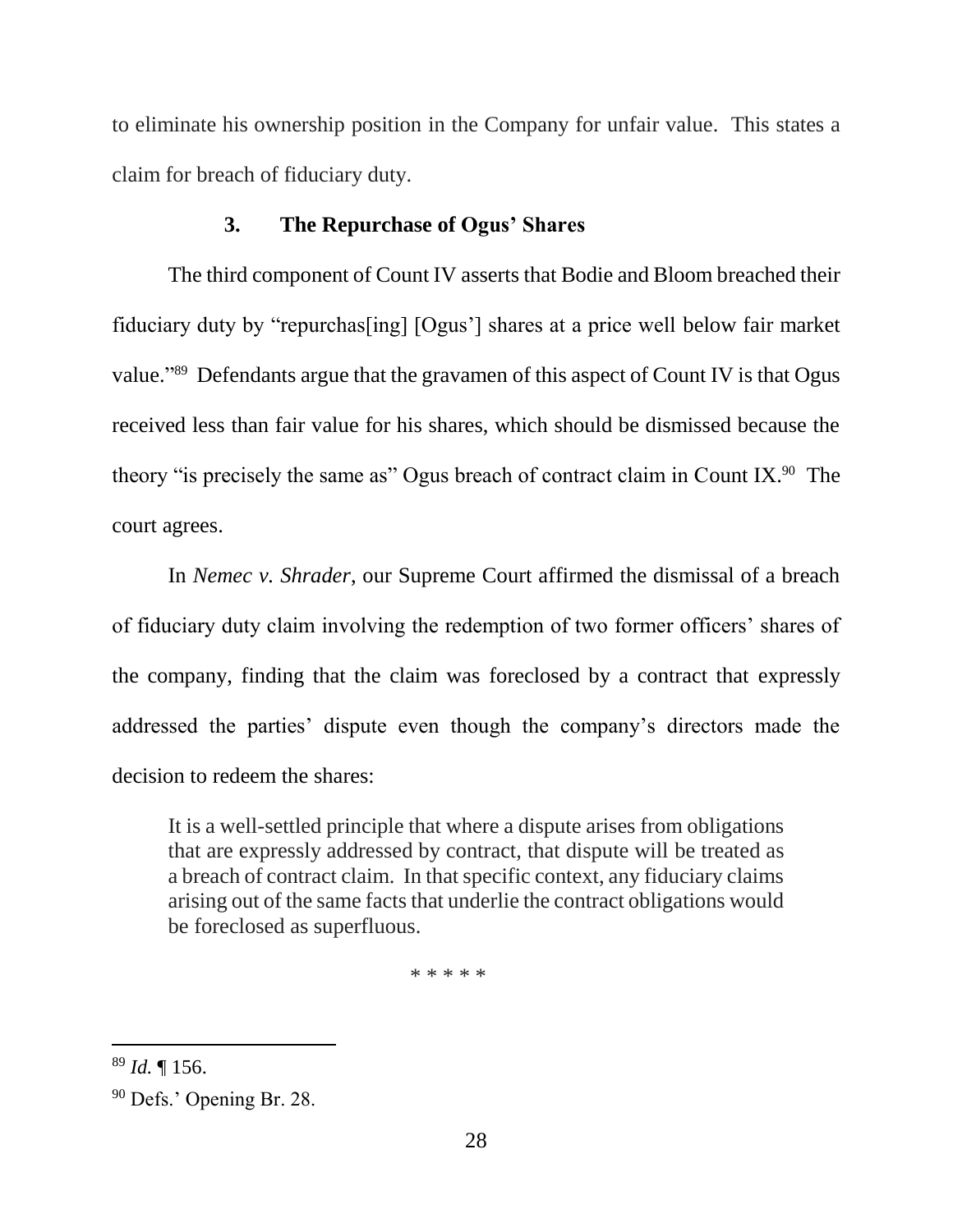to eliminate his ownership position in the Company for unfair value. This states a claim for breach of fiduciary duty.

### 3. The Repurchase of Ogus' Shares

The third component of Count IV asserts that Bodie and Bloom breached their fiduciary duty by "repurchas[ing] [Ogus'] shares at a price well below fair market value."[89] Defendants argue that the gravamen of this aspect of Count IV is that Ogus received less than fair value for his shares, which should be dismissed because the theory "is precisely the same as" Ogus breach of contract claim in Count IX.[90] The court agrees.

In *Nemec v. Shrader*, our Supreme Court affirmed the dismissal of a breach of fiduciary duty claim involving the redemption of two former officers' shares of the company, finding that the claim was foreclosed by a contract that expressly addressed the parties' dispute even though the company's directors made the decision to redeem the shares:

> It is a well-settled principle that where a dispute arises from obligations that are expressly addressed by contract, that dispute will be treated as a breach of contract claim. In that specific context, any fiduciary claims arising out of the same facts that underlie the contract obligations would be foreclosed as superfluous.
>
> \* \* \* \* \*

---

[89] *Id.* ¶ 156.

[90] Defs.' Opening Br. 28.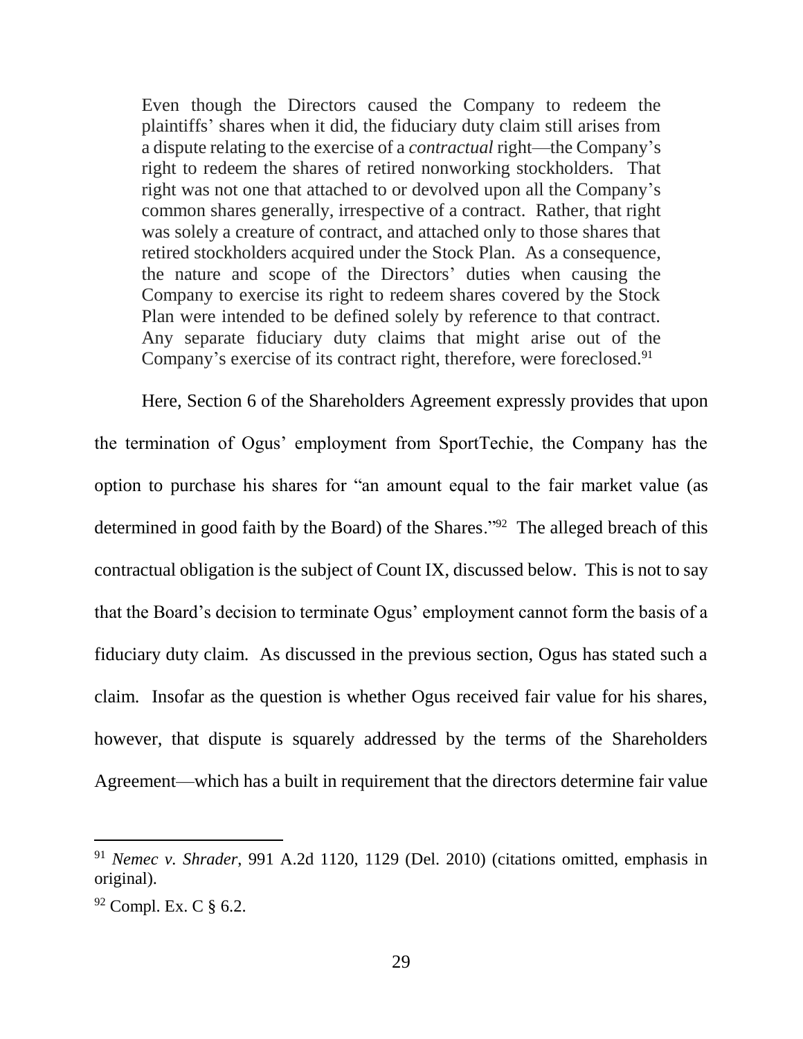> Even though the Directors caused the Company to redeem the plaintiffs' shares when it did, the fiduciary duty claim still arises from a dispute relating to the exercise of a *contractual* right—the Company's right to redeem the shares of retired nonworking stockholders. That right was not one that attached to or devolved upon all the Company's common shares generally, irrespective of a contract. Rather, that right was solely a creature of contract, and attached only to those shares that retired stockholders acquired under the Stock Plan. As a consequence, the nature and scope of the Directors' duties when causing the Company to exercise its right to redeem shares covered by the Stock Plan were intended to be defined solely by reference to that contract. Any separate fiduciary duty claims that might arise out of the Company's exercise of its contract right, therefore, were foreclosed.[91]

Here, Section 6 of the Shareholders Agreement expressly provides that upon the termination of Ogus' employment from SportTechie, the Company has the option to purchase his shares for "an amount equal to the fair market value (as determined in good faith by the Board) of the Shares."[92] The alleged breach of this contractual obligation is the subject of Count IX, discussed below. This is not to say that the Board's decision to terminate Ogus' employment cannot form the basis of a fiduciary duty claim. As discussed in the previous section, Ogus has stated such a claim. Insofar as the question is whether Ogus received fair value for his shares, however, that dispute is squarely addressed by the terms of the Shareholders Agreement—which has a built in requirement that the directors determine fair value

---

[91] *Nemec v. Shrader*, 991 A.2d 1120, 1129 (Del. 2010) (citations omitted, emphasis in original).

[92] Compl. Ex. C § 6.2.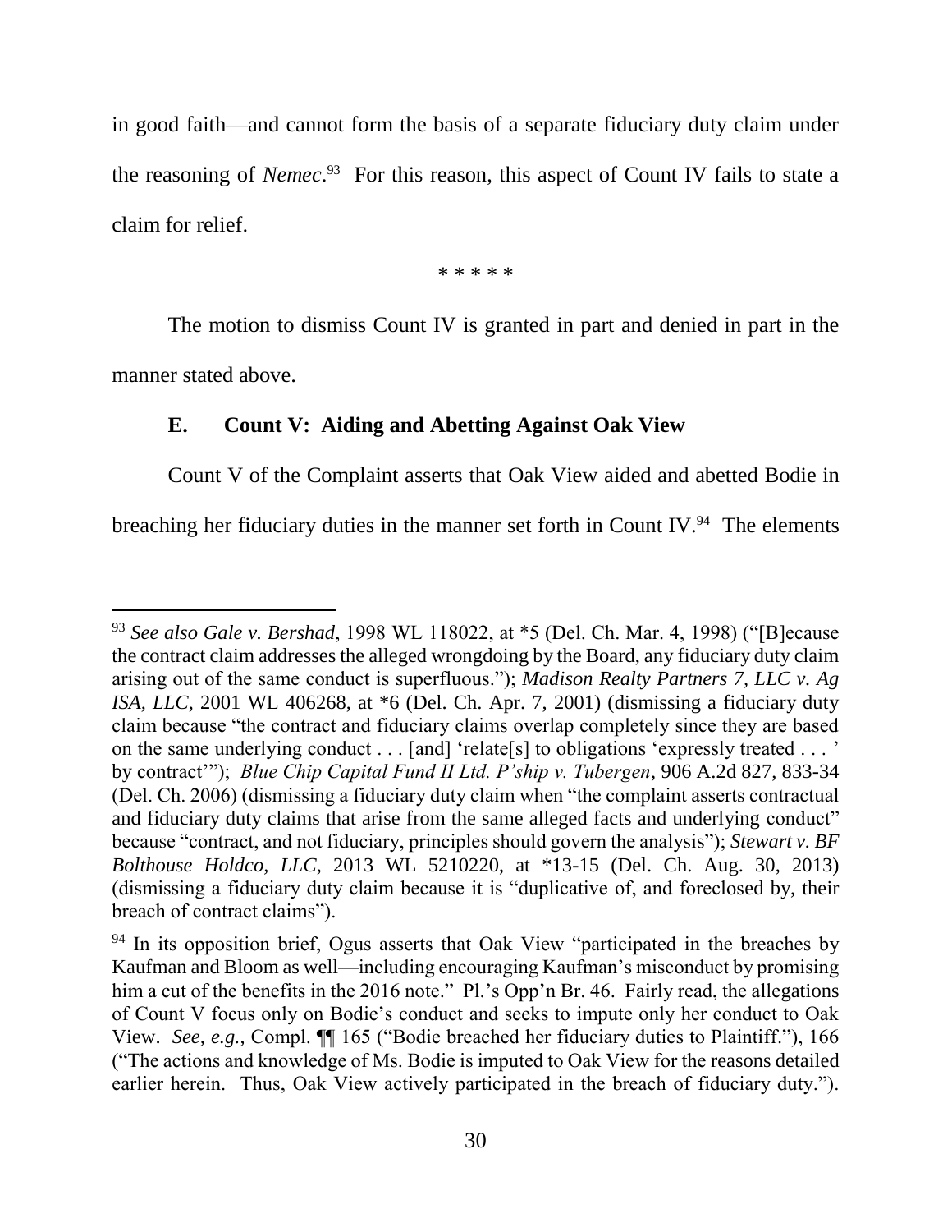in good faith—and cannot form the basis of a separate fiduciary duty claim under the reasoning of *Nemec*.[93] For this reason, this aspect of Count IV fails to state a claim for relief.

\* \* \* \* \*

The motion to dismiss Count IV is granted in part and denied in part in the manner stated above.

### E. Count V: Aiding and Abetting Against Oak View

Count V of the Complaint asserts that Oak View aided and abetted Bodie in breaching her fiduciary duties in the manner set forth in Count IV.[94] The elements

---

[93] *See also Gale v. Bershad*, 1998 WL 118022, at *5 (Del. Ch. Mar. 4, 1998) ("[B]ecause the contract claim addresses the alleged wrongdoing by the Board, any fiduciary duty claim arising out of the same conduct is superfluous."); *Madison Realty Partners 7, LLC v. Ag ISA, LLC*, 2001 WL 406268, at *6 (Del. Ch. Apr. 7, 2001) (dismissing a fiduciary duty claim because "the contract and fiduciary claims overlap completely since they are based on the same underlying conduct . . . [and] 'relate[s] to obligations 'expressly treated . . . ' by contract'"); *Blue Chip Capital Fund II Ltd. P'ship v. Tubergen*, 906 A.2d 827, 833-34 (Del. Ch. 2006) (dismissing a fiduciary duty claim when "the complaint asserts contractual and fiduciary duty claims that arise from the same alleged facts and underlying conduct" because "contract, and not fiduciary, principles should govern the analysis"); *Stewart v. BF Bolthouse Holdco, LLC*, 2013 WL 5210220, at *13-15 (Del. Ch. Aug. 30, 2013) (dismissing a fiduciary duty claim because it is "duplicative of, and foreclosed by, their breach of contract claims").

[94] In its opposition brief, Ogus asserts that Oak View "participated in the breaches by Kaufman and Bloom as well—including encouraging Kaufman's misconduct by promising him a cut of the benefits in the 2016 note." Pl.'s Opp'n Br. 46. Fairly read, the allegations of Count V focus only on Bodie's conduct and seeks to impute only her conduct to Oak View. *See, e.g.*, Compl. ¶¶ 165 ("Bodie breached her fiduciary duties to Plaintiff."), 166 ("The actions and knowledge of Ms. Bodie is imputed to Oak View for the reasons detailed earlier herein. Thus, Oak View actively participated in the breach of fiduciary duty.").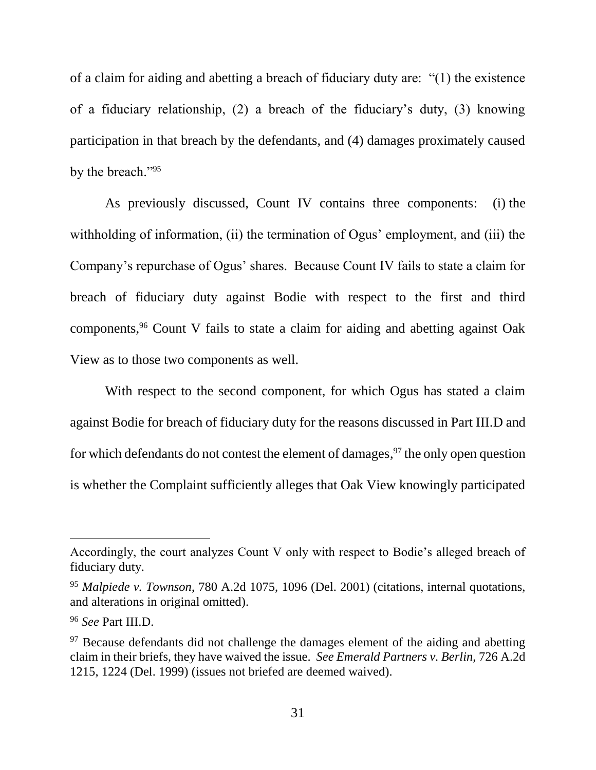of a claim for aiding and abetting a breach of fiduciary duty are: "(1) the existence of a fiduciary relationship, (2) a breach of the fiduciary's duty, (3) knowing participation in that breach by the defendants, and (4) damages proximately caused by the breach."[95]

As previously discussed, Count IV contains three components: (i) the withholding of information, (ii) the termination of Ogus' employment, and (iii) the Company's repurchase of Ogus' shares. Because Count IV fails to state a claim for breach of fiduciary duty against Bodie with respect to the first and third components,[96] Count V fails to state a claim for aiding and abetting against Oak View as to those two components as well.

With respect to the second component, for which Ogus has stated a claim against Bodie for breach of fiduciary duty for the reasons discussed in Part III.D and for which defendants do not contest the element of damages,[97] the only open question is whether the Complaint sufficiently alleges that Oak View knowingly participated

---

Accordingly, the court analyzes Count V only with respect to Bodie's alleged breach of fiduciary duty.

[95] *Malpiede v. Townson*, 780 A.2d 1075, 1096 (Del. 2001) (citations, internal quotations, and alterations in original omitted).

[96] *See* Part III.D.

[97] Because defendants did not challenge the damages element of the aiding and abetting claim in their briefs, they have waived the issue. *See Emerald Partners v. Berlin*, 726 A.2d 1215, 1224 (Del. 1999) (issues not briefed are deemed waived).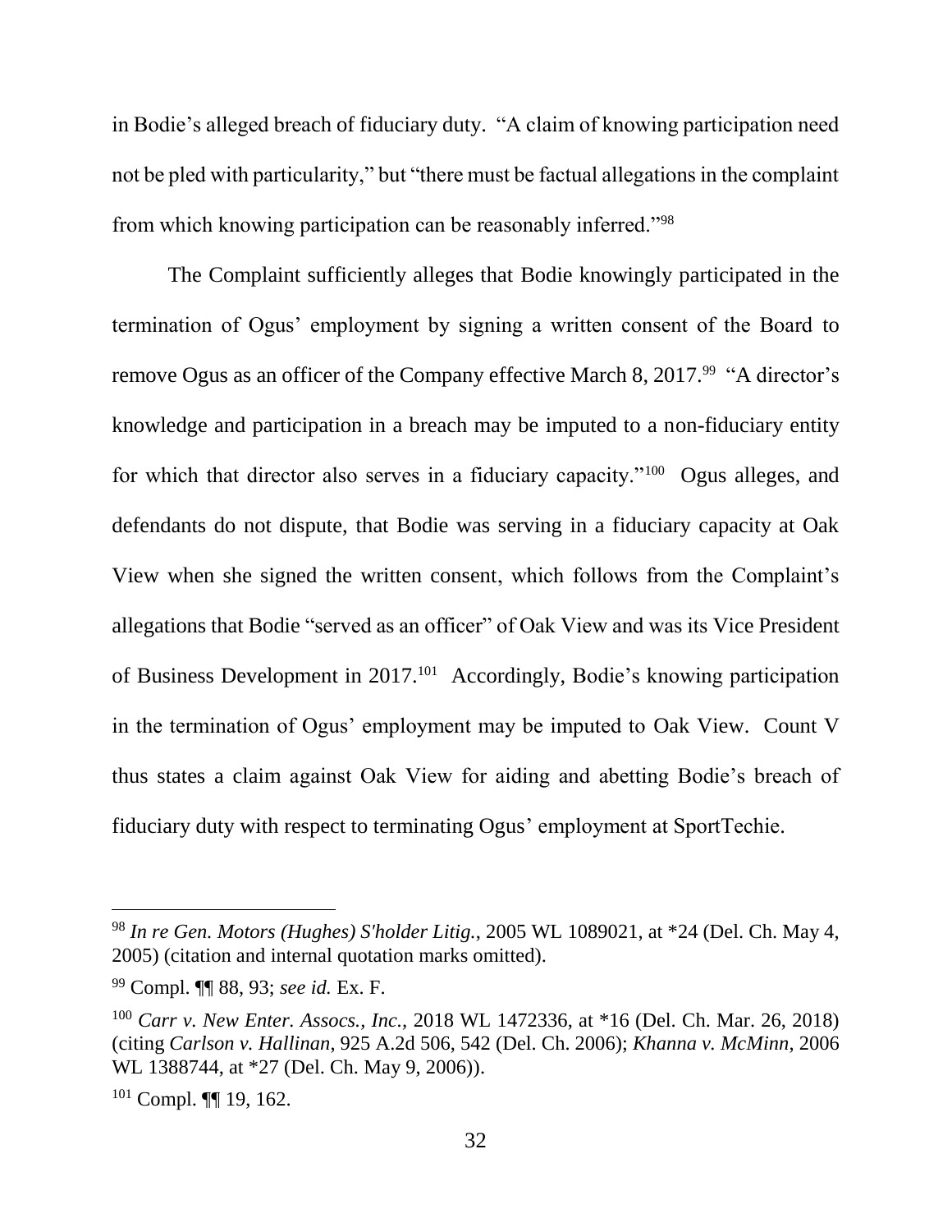in Bodie's alleged breach of fiduciary duty. "A claim of knowing participation need not be pled with particularity," but "there must be factual allegations in the complaint from which knowing participation can be reasonably inferred."[98]

The Complaint sufficiently alleges that Bodie knowingly participated in the termination of Ogus' employment by signing a written consent of the Board to remove Ogus as an officer of the Company effective March 8, 2017.[99] "A director's knowledge and participation in a breach may be imputed to a non-fiduciary entity for which that director also serves in a fiduciary capacity."[100] Ogus alleges, and defendants do not dispute, that Bodie was serving in a fiduciary capacity at Oak View when she signed the written consent, which follows from the Complaint's allegations that Bodie "served as an officer" of Oak View and was its Vice President of Business Development in 2017.[101] Accordingly, Bodie's knowing participation in the termination of Ogus' employment may be imputed to Oak View. Count V thus states a claim against Oak View for aiding and abetting Bodie's breach of fiduciary duty with respect to terminating Ogus' employment at SportTechie.

---

[98] *In re Gen. Motors (Hughes) S'holder Litig.*, 2005 WL 1089021, at *24 (Del. Ch. May 4, 2005) (citation and internal quotation marks omitted).

[99] Compl. ¶¶ 88, 93; *see id.* Ex. F.

[100] *Carr v. New Enter. Assocs., Inc.*, 2018 WL 1472336, at *16 (Del. Ch. Mar. 26, 2018) (citing *Carlson v. Hallinan*, 925 A.2d 506, 542 (Del. Ch. 2006); *Khanna v. McMinn*, 2006 WL 1388744, at *27 (Del. Ch. May 9, 2006)).

[101] Compl. ¶¶ 19, 162.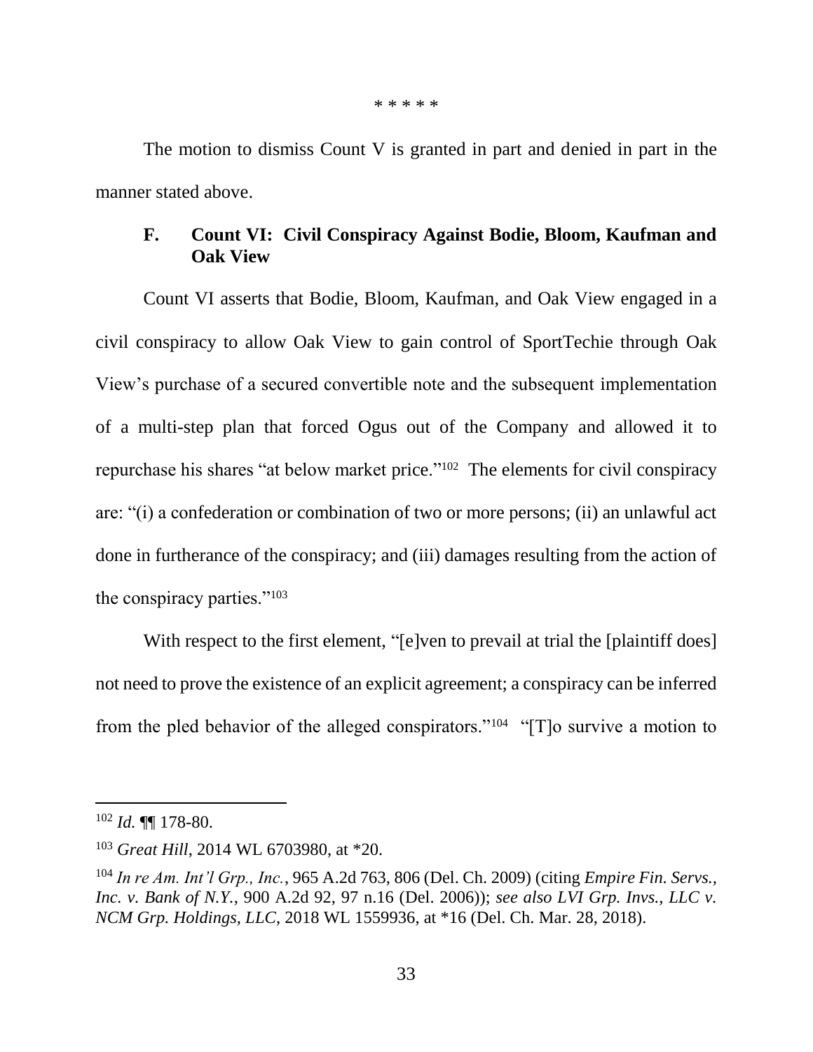\* \* \* \* \*

The motion to dismiss Count V is granted in part and denied in part in the manner stated above.

### F. Count VI: Civil Conspiracy Against Bodie, Bloom, Kaufman and Oak View

Count VI asserts that Bodie, Bloom, Kaufman, and Oak View engaged in a civil conspiracy to allow Oak View to gain control of SportTechie through Oak View's purchase of a secured convertible note and the subsequent implementation of a multi-step plan that forced Ogus out of the Company and allowed it to repurchase his shares "at below market price."[102] The elements for civil conspiracy are: "(i) a confederation or combination of two or more persons; (ii) an unlawful act done in furtherance of the conspiracy; and (iii) damages resulting from the action of the conspiracy parties."[103]

With respect to the first element, "[e]ven to prevail at trial the [plaintiff does] not need to prove the existence of an explicit agreement; a conspiracy can be inferred from the pled behavior of the alleged conspirators."[104] "[T]o survive a motion to

---

[102] *Id.* ¶¶ 178-80.

[103] *Great Hill*, 2014 WL 6703980, at \*20.

[104] *In re Am. Int'l Grp., Inc.*, 965 A.2d 763, 806 (Del. Ch. 2009) (citing *Empire Fin. Servs., Inc. v. Bank of N.Y.*, 900 A.2d 92, 97 n.16 (Del. 2006)); *see also LVI Grp. Invs., LLC v. NCM Grp. Holdings, LLC*, 2018 WL 1559936, at \*16 (Del. Ch. Mar. 28, 2018).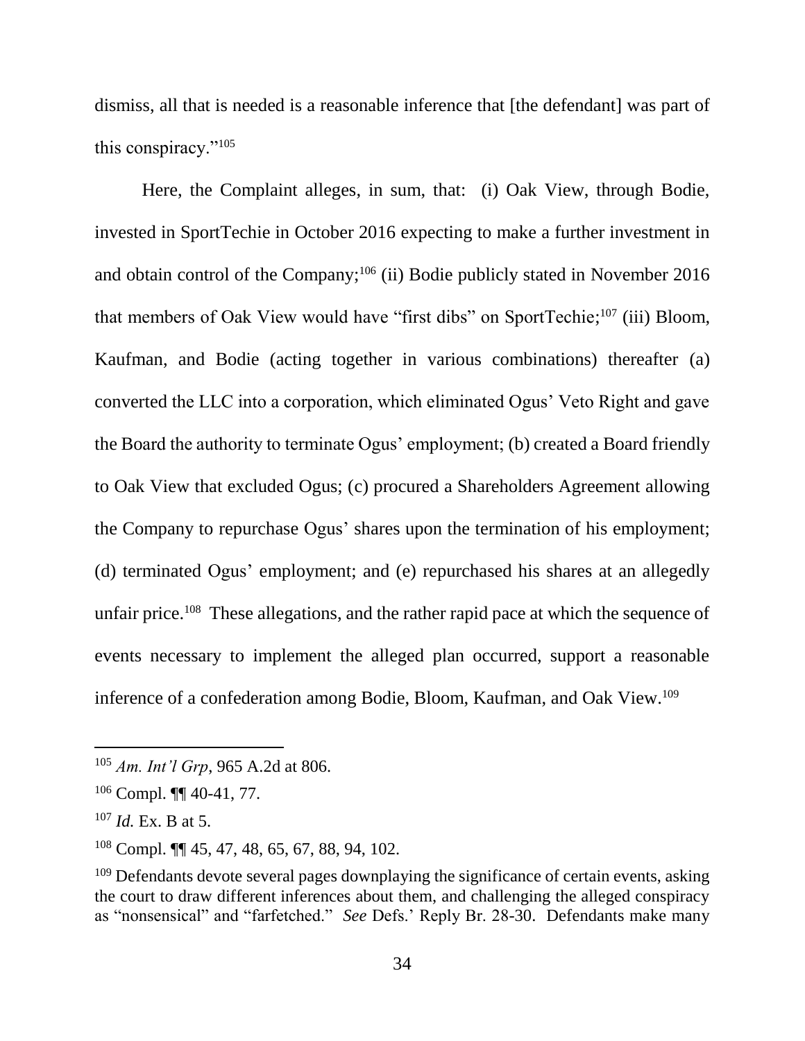dismiss, all that is needed is a reasonable inference that [the defendant] was part of this conspiracy."[105]

Here, the Complaint alleges, in sum, that: (i) Oak View, through Bodie, invested in SportTechie in October 2016 expecting to make a further investment in and obtain control of the Company;[106] (ii) Bodie publicly stated in November 2016 that members of Oak View would have "first dibs" on SportTechie;[107] (iii) Bloom, Kaufman, and Bodie (acting together in various combinations) thereafter (a) converted the LLC into a corporation, which eliminated Ogus' Veto Right and gave the Board the authority to terminate Ogus' employment; (b) created a Board friendly to Oak View that excluded Ogus; (c) procured a Shareholders Agreement allowing the Company to repurchase Ogus' shares upon the termination of his employment; (d) terminated Ogus' employment; and (e) repurchased his shares at an allegedly unfair price.[108] These allegations, and the rather rapid pace at which the sequence of events necessary to implement the alleged plan occurred, support a reasonable inference of a confederation among Bodie, Bloom, Kaufman, and Oak View.[109]

---

[105] *Am. Int'l Grp*, 965 A.2d at 806.

[106] Compl. ¶¶ 40-41, 77.

[107] *Id.* Ex. B at 5.

[108] Compl. ¶¶ 45, 47, 48, 65, 67, 88, 94, 102.

[109] Defendants devote several pages downplaying the significance of certain events, asking the court to draw different inferences about them, and challenging the alleged conspiracy as "nonsensical" and "farfetched." *See* Defs.' Reply Br. 28-30. Defendants make many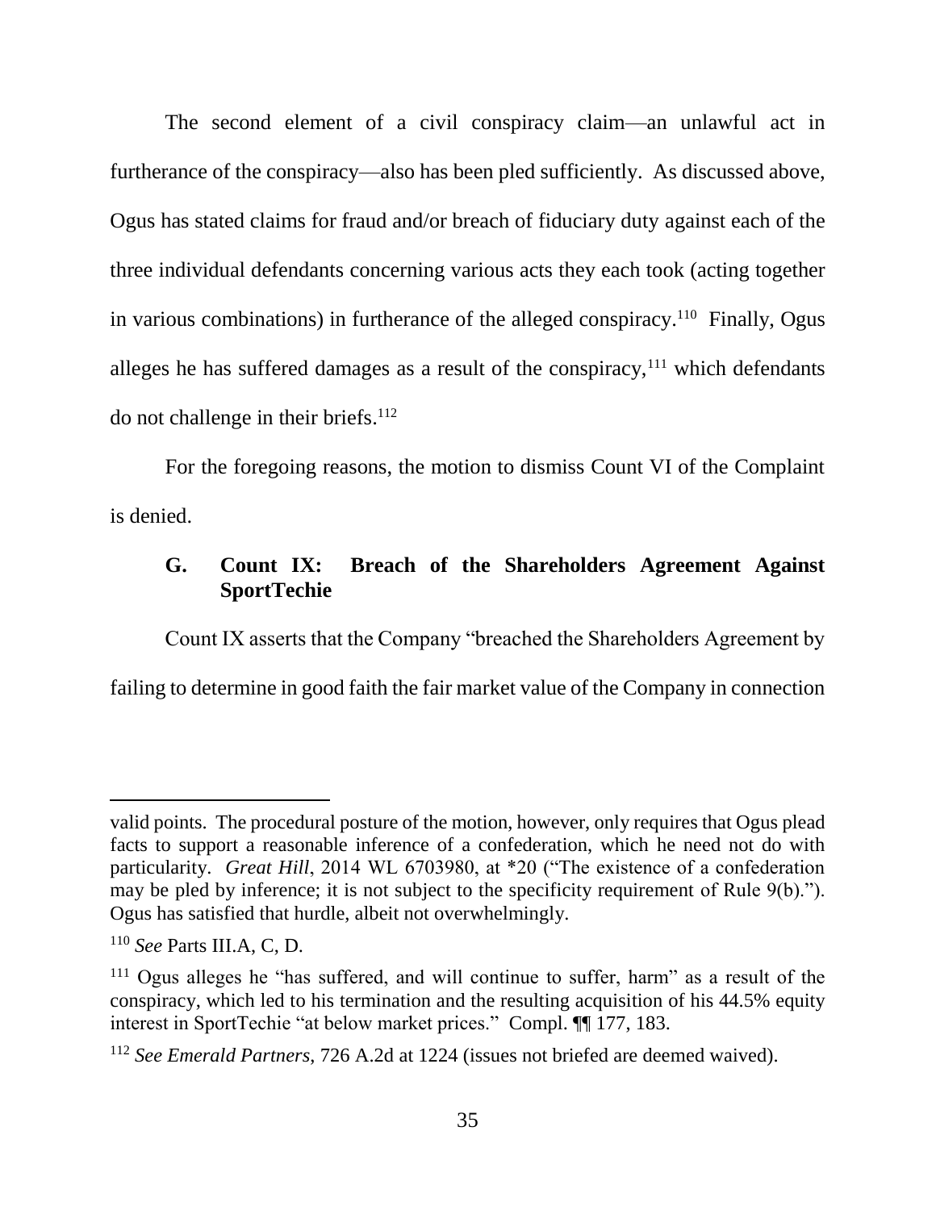The second element of a civil conspiracy claim—an unlawful act in furtherance of the conspiracy—also has been pled sufficiently. As discussed above, Ogus has stated claims for fraud and/or breach of fiduciary duty against each of the three individual defendants concerning various acts they each took (acting together in various combinations) in furtherance of the alleged conspiracy.[110] Finally, Ogus alleges he has suffered damages as a result of the conspiracy,[111] which defendants do not challenge in their briefs.[112]

For the foregoing reasons, the motion to dismiss Count VI of the Complaint is denied.

### G. Count IX: Breach of the Shareholders Agreement Against SportTechie

Count IX asserts that the Company "breached the Shareholders Agreement by failing to determine in good faith the fair market value of the Company in connection

---

valid points. The procedural posture of the motion, however, only requires that Ogus plead facts to support a reasonable inference of a confederation, which he need not do with particularity. *Great Hill*, 2014 WL 6703980, at *20 ("The existence of a confederation may be pled by inference; it is not subject to the specificity requirement of Rule 9(b)."). Ogus has satisfied that hurdle, albeit not overwhelmingly.

[110] *See* Parts III.A, C, D.

[111] Ogus alleges he "has suffered, and will continue to suffer, harm" as a result of the conspiracy, which led to his termination and the resulting acquisition of his 44.5% equity interest in SportTechie "at below market prices." Compl. ¶¶ 177, 183.

[112] *See Emerald Partners*, 726 A.2d at 1224 (issues not briefed are deemed waived).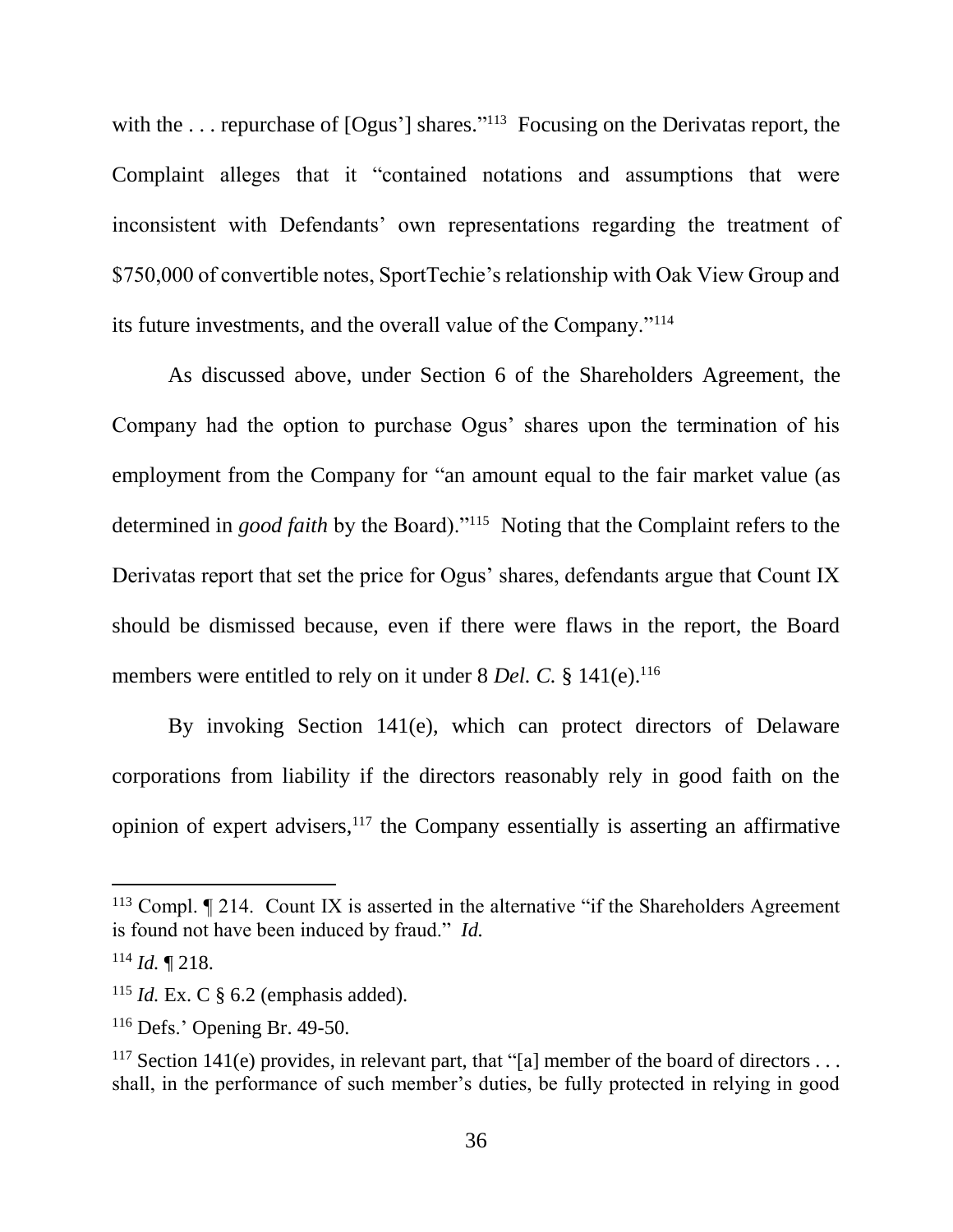with the . . . repurchase of [Ogus'] shares."[113] Focusing on the Derivatas report, the Complaint alleges that it "contained notations and assumptions that were inconsistent with Defendants' own representations regarding the treatment of $750,000 of convertible notes, SportTechie's relationship with Oak View Group and its future investments, and the overall value of the Company."[114]

As discussed above, under Section 6 of the Shareholders Agreement, the Company had the option to purchase Ogus' shares upon the termination of his employment from the Company for "an amount equal to the fair market value (as determined in *good faith* by the Board)."[115] Noting that the Complaint refers to the Derivatas report that set the price for Ogus' shares, defendants argue that Count IX should be dismissed because, even if there were flaws in the report, the Board members were entitled to rely on it under 8 *Del. C.* § 141(e).[116]

By invoking Section 141(e), which can protect directors of Delaware corporations from liability if the directors reasonably rely in good faith on the opinion of expert advisers,[117] the Company essentially is asserting an affirmative

---

[113] Compl. ¶ 214. Count IX is asserted in the alternative "if the Shareholders Agreement is found not have been induced by fraud." *Id.*

[114] *Id.* ¶ 218.

[115] *Id.* Ex. C § 6.2 (emphasis added).

[116] Defs.' Opening Br. 49-50.

[117] Section 141(e) provides, in relevant part, that "[a] member of the board of directors . . . shall, in the performance of such member's duties, be fully protected in relying in good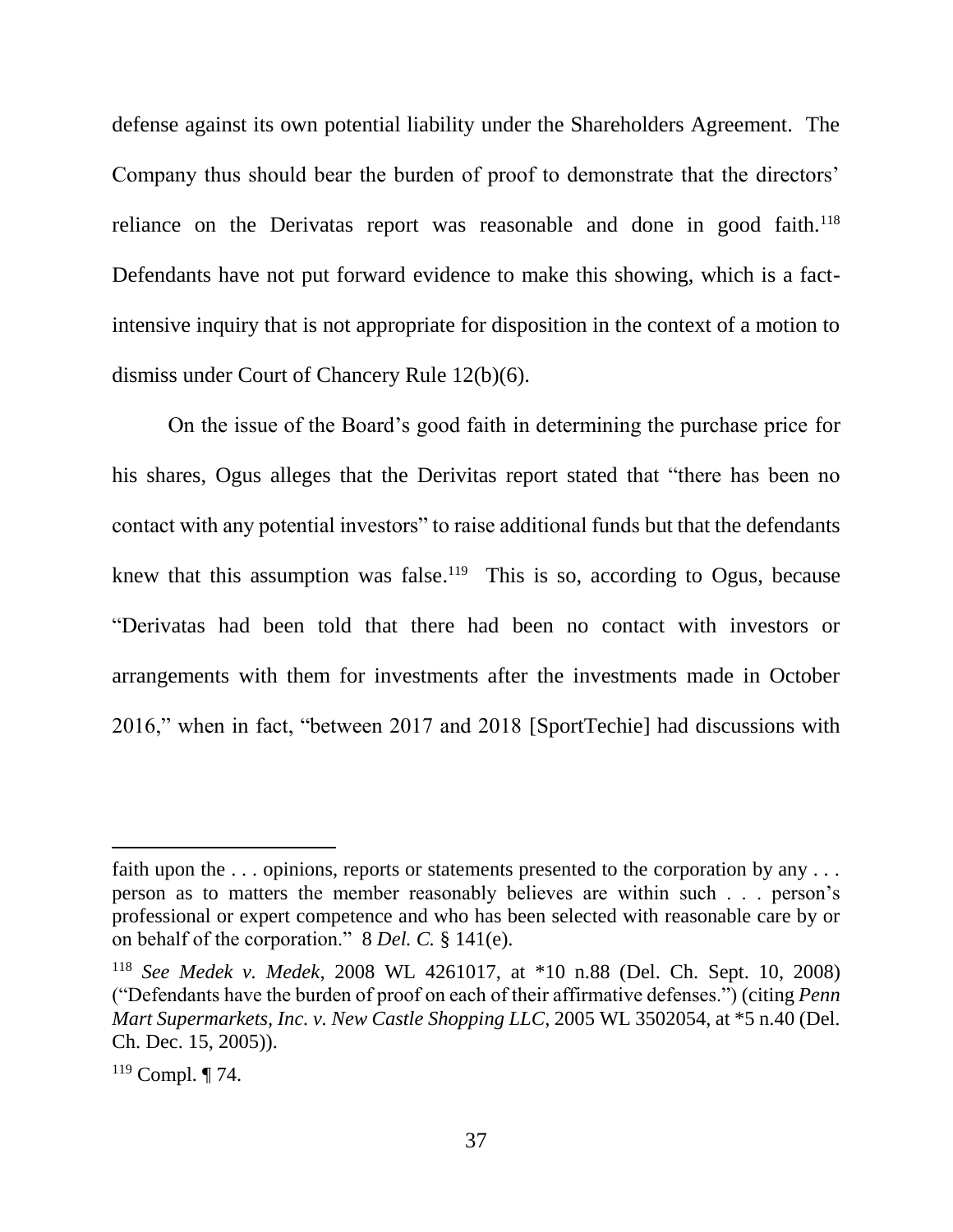defense against its own potential liability under the Shareholders Agreement. The Company thus should bear the burden of proof to demonstrate that the directors' reliance on the Derivatas report was reasonable and done in good faith.[118] Defendants have not put forward evidence to make this showing, which is a fact-intensive inquiry that is not appropriate for disposition in the context of a motion to dismiss under Court of Chancery Rule 12(b)(6).

On the issue of the Board's good faith in determining the purchase price for his shares, Ogus alleges that the Derivitas report stated that "there has been no contact with any potential investors" to raise additional funds but that the defendants knew that this assumption was false.[119] This is so, according to Ogus, because "Derivatas had been told that there had been no contact with investors or arrangements with them for investments after the investments made in October 2016," when in fact, "between 2017 and 2018 [SportTechie] had discussions with

---

faith upon the . . . opinions, reports or statements presented to the corporation by any . . . person as to matters the member reasonably believes are within such . . . person's professional or expert competence and who has been selected with reasonable care by or on behalf of the corporation." 8 *Del. C.* § 141(e).

[118] *See Medek v. Medek*, 2008 WL 4261017, at *10 n.88 (Del. Ch. Sept. 10, 2008) ("Defendants have the burden of proof on each of their affirmative defenses.") (citing *Penn Mart Supermarkets, Inc. v. New Castle Shopping LLC*, 2005 WL 3502054, at *5 n.40 (Del. Ch. Dec. 15, 2005)).

[119] Compl. ¶ 74.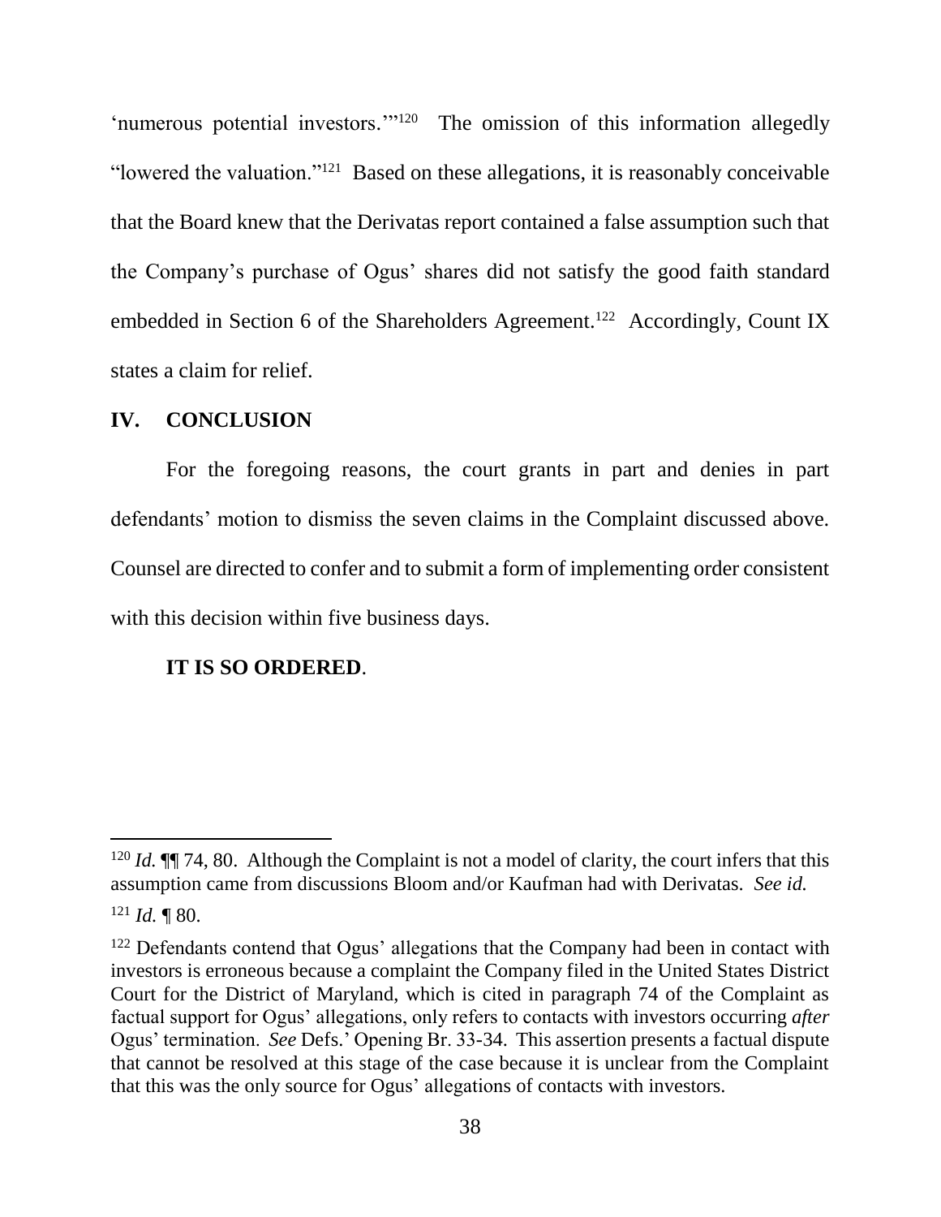'numerous potential investors.'"[120] The omission of this information allegedly "lowered the valuation."[121] Based on these allegations, it is reasonably conceivable that the Board knew that the Derivatas report contained a false assumption such that the Company's purchase of Ogus' shares did not satisfy the good faith standard embedded in Section 6 of the Shareholders Agreement.[122] Accordingly, Count IX states a claim for relief.

## IV. CONCLUSION

For the foregoing reasons, the court grants in part and denies in part defendants' motion to dismiss the seven claims in the Complaint discussed above. Counsel are directed to confer and to submit a form of implementing order consistent with this decision within five business days.

**IT IS SO ORDERED**.

---

[120] *Id.* ¶¶ 74, 80. Although the Complaint is not a model of clarity, the court infers that this assumption came from discussions Bloom and/or Kaufman had with Derivatas. *See id.*

[121] *Id.* ¶ 80.

[122] Defendants contend that Ogus' allegations that the Company had been in contact with investors is erroneous because a complaint the Company filed in the United States District Court for the District of Maryland, which is cited in paragraph 74 of the Complaint as factual support for Ogus' allegations, only refers to contacts with investors occurring *after* Ogus' termination. *See* Defs.' Opening Br. 33-34. This assertion presents a factual dispute that cannot be resolved at this stage of the case because it is unclear from the Complaint that this was the only source for Ogus' allegations of contacts with investors.